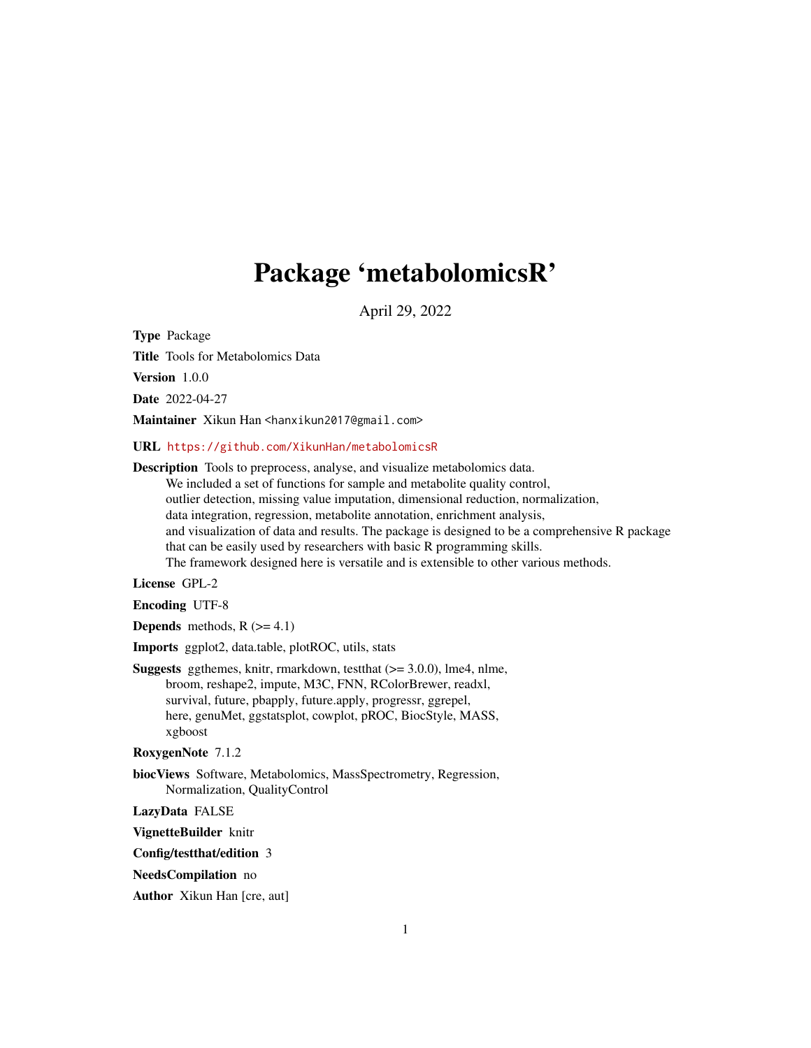# Package 'metabolomicsR'

April 29, 2022

**Type** Package

**Title** Tools for Metabolomics Data

**Version** 1.0.0

**Date** 2022-04-27

**Maintainer** Xikun Han <hanxikun2017@gmail.com>

**URL** https://github.com/XikunHan/metabolomicsR

**Description** Tools to preprocess, analyse, and visualize metabolomics data.
We included a set of functions for sample and metabolite quality control,
outlier detection, missing value imputation, dimensional reduction, normalization,
data integration, regression, metabolite annotation, enrichment analysis,
and visualization of data and results. The package is designed to be a comprehensive R package
that can be easily used by researchers with basic R programming skills.
The framework designed here is versatile and is extensible to other various methods.

**License** GPL-2

**Encoding** UTF-8

**Depends** methods, R (>= 4.1)

**Imports** ggplot2, data.table, plotROC, utils, stats

**Suggests** ggthemes, knitr, rmarkdown, testthat (>= 3.0.0), lme4, nlme,
broom, reshape2, impute, M3C, FNN, RColorBrewer, readxl,
survival, future, pbapply, future.apply, progressr, ggrepel,
here, genuMet, ggstatsplot, cowplot, pROC, BiocStyle, MASS,
xgboost

**RoxygenNote** 7.1.2

**biocViews** Software, Metabolomics, MassSpectrometry, Regression,
Normalization, QualityControl

**LazyData** FALSE

**VignetteBuilder** knitr

**Config/testthat/edition** 3

**NeedsCompilation** no

**Author** Xikun Han [cre, aut]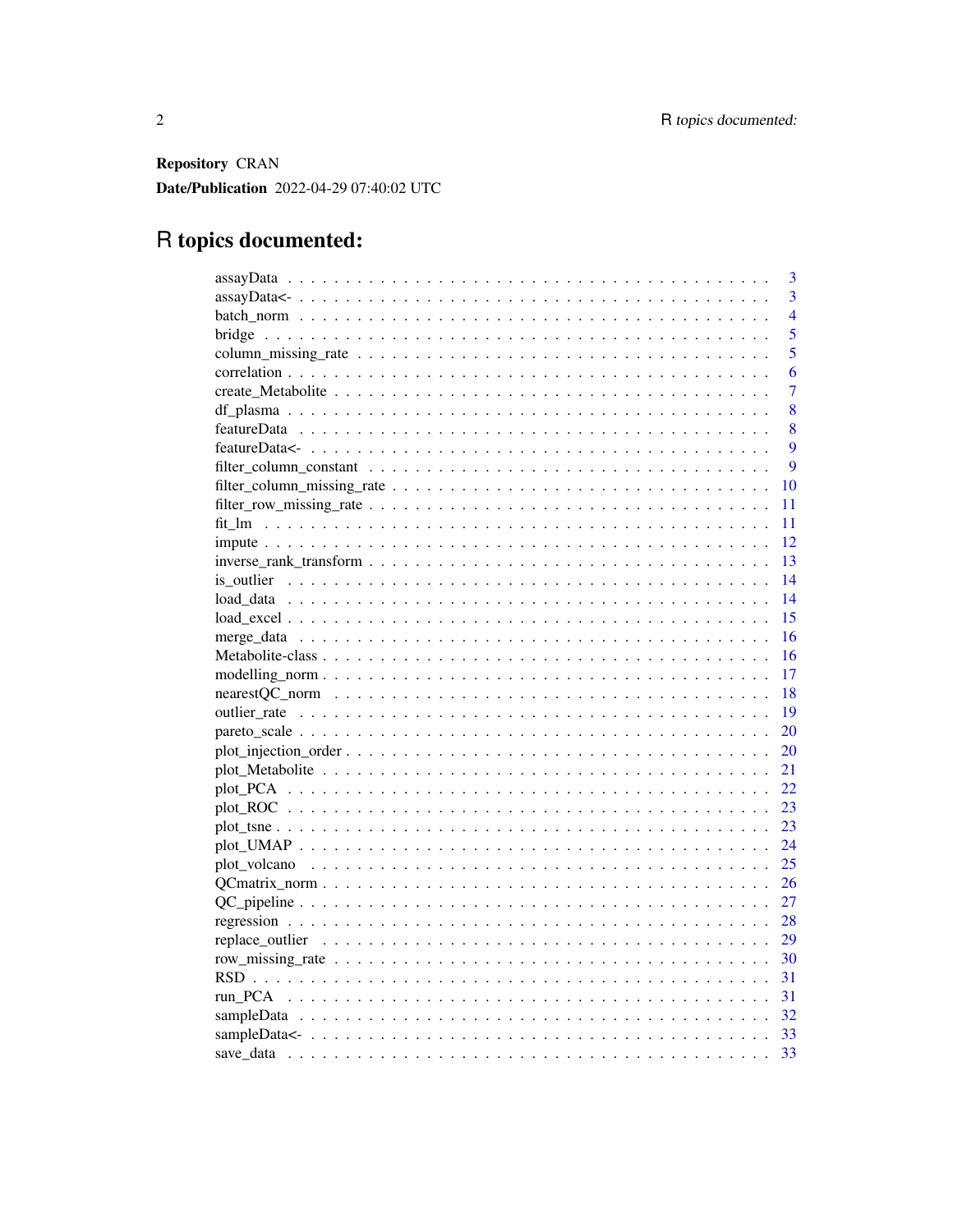**Repository** CRAN

**Date/Publication** 2022-04-29 07:40:02 UTC

# R topics documented:

| | |
|---|---|
| assayData | 3 |
| assayData<- | 3 |
| batch_norm | 4 |
| bridge | 5 |
| column_missing_rate | 5 |
| correlation | 6 |
| create_Metabolite | 7 |
| df_plasma | 8 |
| featureData | 8 |
| featureData<- | 9 |
| filter_column_constant | 9 |
| filter_column_missing_rate | 10 |
| filter_row_missing_rate | 11 |
| fit_lm | 11 |
| impute | 12 |
| inverse_rank_transform | 13 |
| is_outlier | 14 |
| load_data | 14 |
| load_excel | 15 |
| merge_data | 16 |
| Metabolite-class | 16 |
| modelling_norm | 17 |
| nearestQC_norm | 18 |
| outlier_rate | 19 |
| pareto_scale | 20 |
| plot_injection_order | 20 |
| plot_Metabolite | 21 |
| plot_PCA | 22 |
| plot_ROC | 23 |
| plot_tsne | 23 |
| plot_UMAP | 24 |
| plot_volcano | 25 |
| QCmatrix_norm | 26 |
| QC_pipeline | 27 |
| regression | 28 |
| replace_outlier | 29 |
| row_missing_rate | 30 |
| RSD | 31 |
| run_PCA | 31 |
| sampleData | 32 |
| sampleData<- | 33 |
| save_data | 33 |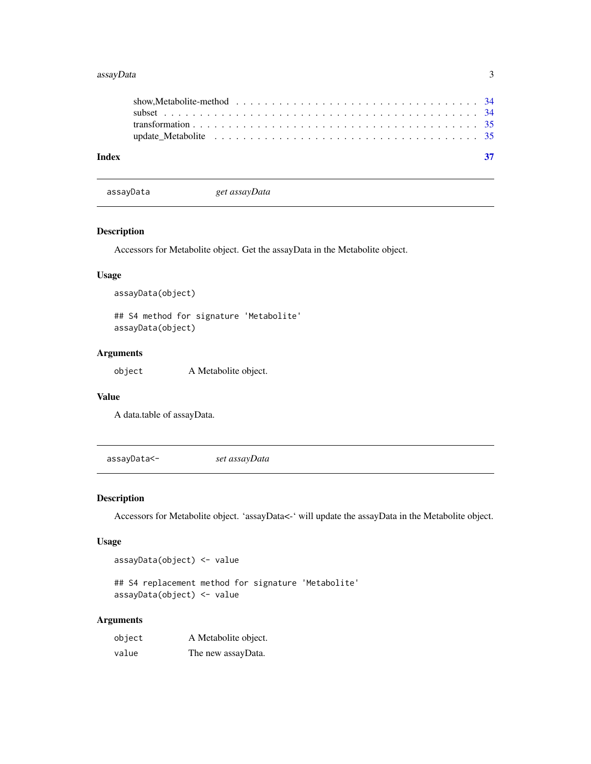show,Metabolite-method . . . . . . . . . . . . . . . . . . . . . . . . . . . . . . . . . . 34
subset . . . . . . . . . . . . . . . . . . . . . . . . . . . . . . . . . . . . . . . . . . . 34
transformation . . . . . . . . . . . . . . . . . . . . . . . . . . . . . . . . . . . . . . . 35
update_Metabolite . . . . . . . . . . . . . . . . . . . . . . . . . . . . . . . . . . . . . 35

**Index** **37**

---

## assayData — *get assayData*

### Description

Accessors for Metabolite object. Get the assayData in the Metabolite object.

### Usage

```
assayData(object)

## S4 method for signature 'Metabolite'
assayData(object)
```

### Arguments

| | |
|---|---|
| `object` | A Metabolite object. |

### Value

A data.table of assayData.

---

## assayData<- — *set assayData*

### Description

Accessors for Metabolite object. 'assayData<-' will update the assayData in the Metabolite object.

### Usage

```
assayData(object) <- value

## S4 replacement method for signature 'Metabolite'
assayData(object) <- value
```

### Arguments

| | |
|---|---|
| `object` | A Metabolite object. |
| `value` | The new assayData. |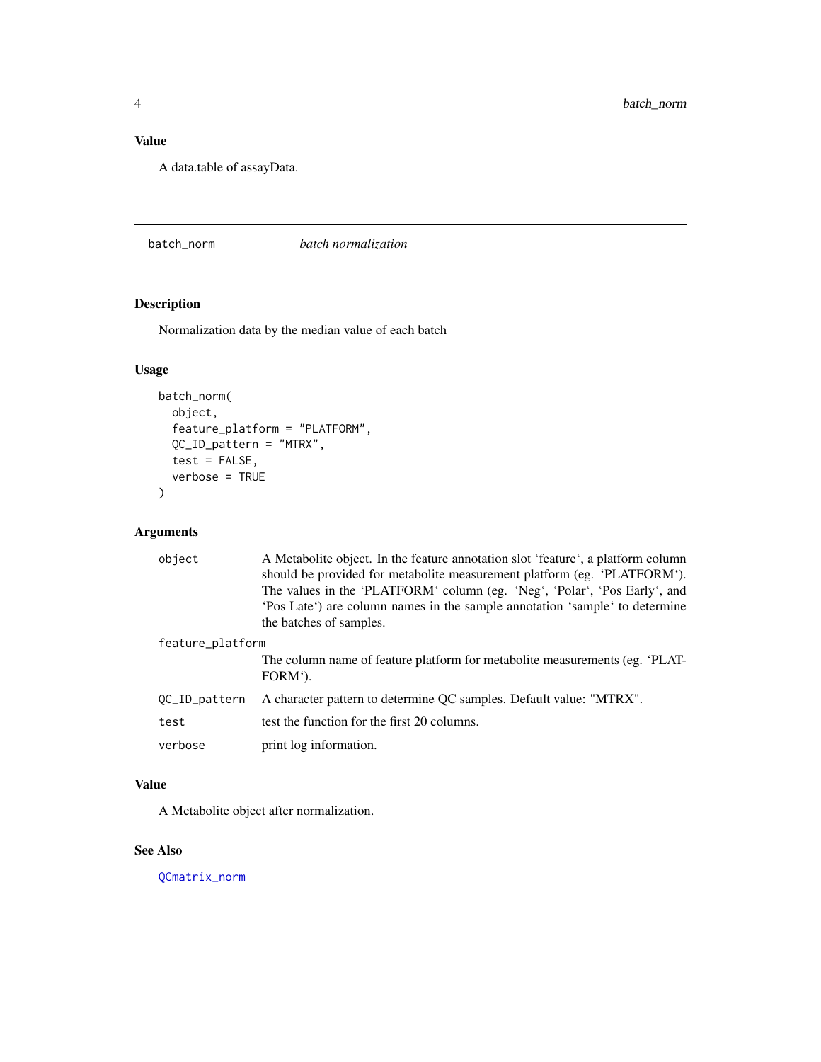## Value

A data.table of assayData.

---

## batch_norm *batch normalization*

### Description

Normalization data by the median value of each batch

### Usage

```
batch_norm(
  object,
  feature_platform = "PLATFORM",
  QC_ID_pattern = "MTRX",
  test = FALSE,
  verbose = TRUE
)
```

### Arguments

| | |
|---|---|
| object | A Metabolite object. In the feature annotation slot 'feature', a platform column should be provided for metabolite measurement platform (eg. 'PLATFORM'). The values in the 'PLATFORM' column (eg. 'Neg', 'Polar', 'Pos Early', and 'Pos Late') are column names in the sample annotation 'sample' to determine the batches of samples. |
| feature_platform | The column name of feature platform for metabolite measurements (eg. 'PLATFORM'). |
| QC_ID_pattern | A character pattern to determine QC samples. Default value: "MTRX". |
| test | test the function for the first 20 columns. |
| verbose | print log information. |

### Value

A Metabolite object after normalization.

### See Also

QCmatrix_norm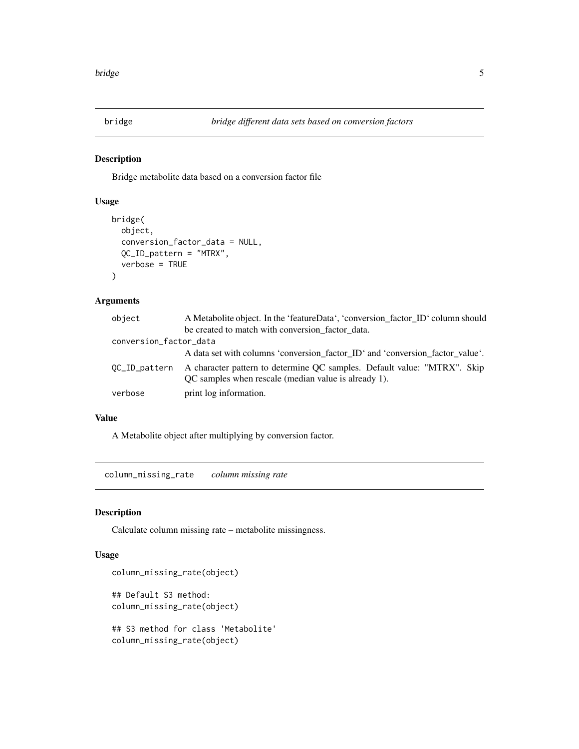## bridge — *bridge different data sets based on conversion factors*

### Description

Bridge metabolite data based on a conversion factor file

### Usage

```
bridge(
  object,
  conversion_factor_data = NULL,
  QC_ID_pattern = "MTRX",
  verbose = TRUE
)
```

### Arguments

| | |
|---|---|
| object | A Metabolite object. In the 'featureData', 'conversion_factor_ID' column should be created to match with conversion_factor_data. |
| conversion_factor_data | A data set with columns 'conversion_factor_ID' and 'conversion_factor_value'. |
| QC_ID_pattern | A character pattern to determine QC samples. Default value: "MTRX". Skip QC samples when rescale (median value is already 1). |
| verbose | print log information. |

### Value

A Metabolite object after multiplying by conversion factor.

## column_missing_rate — *column missing rate*

### Description

Calculate column missing rate – metabolite missingness.

### Usage

```
column_missing_rate(object)

## Default S3 method:
column_missing_rate(object)

## S3 method for class 'Metabolite'
column_missing_rate(object)
```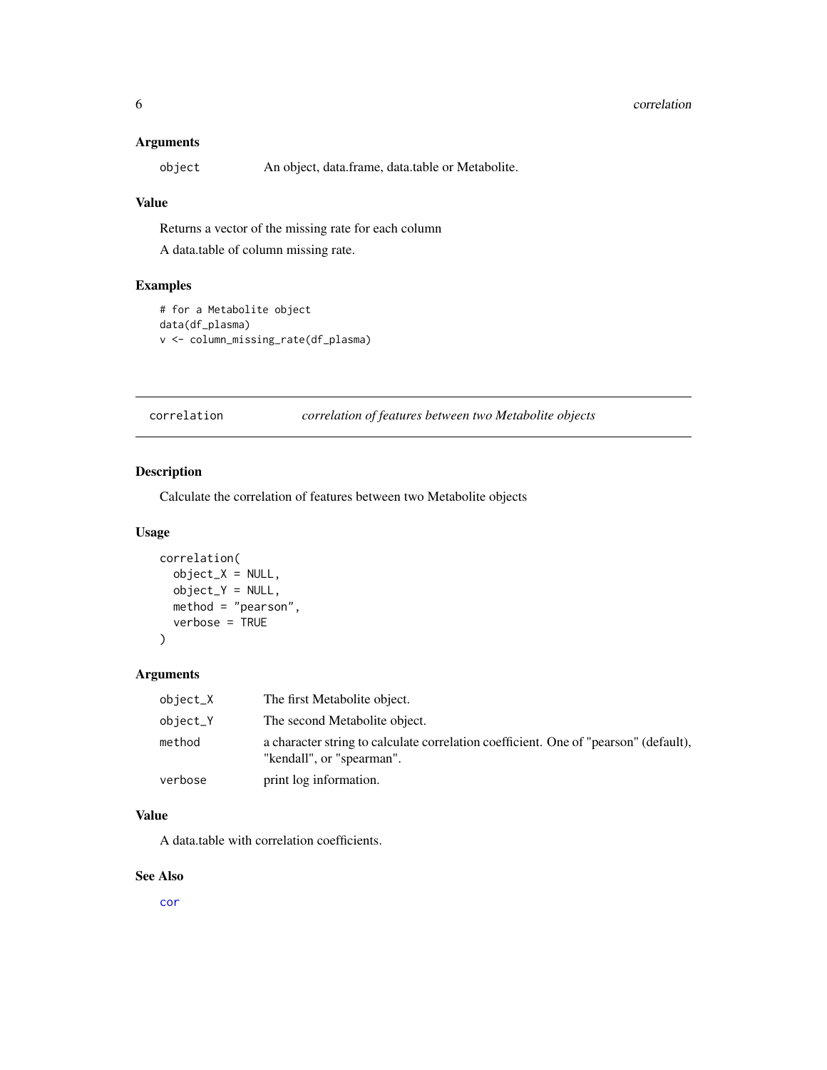## Arguments

| | |
|---|---|
| `object` | An object, data.frame, data.table or Metabolite. |

## Value

Returns a vector of the missing rate for each column

A data.table of column missing rate.

## Examples

```
# for a Metabolite object
data(df_plasma)
v <- column_missing_rate(df_plasma)
```

---

# correlation — *correlation of features between two Metabolite objects*

---

## Description

Calculate the correlation of features between two Metabolite objects

## Usage

```
correlation(
  object_X = NULL,
  object_Y = NULL,
  method = "pearson",
  verbose = TRUE
)
```

## Arguments

| | |
|---|---|
| `object_X` | The first Metabolite object. |
| `object_Y` | The second Metabolite object. |
| `method` | a character string to calculate correlation coefficient. One of "pearson" (default), "kendall", or "spearman". |
| `verbose` | print log information. |

## Value

A data.table with correlation coefficients.

## See Also

cor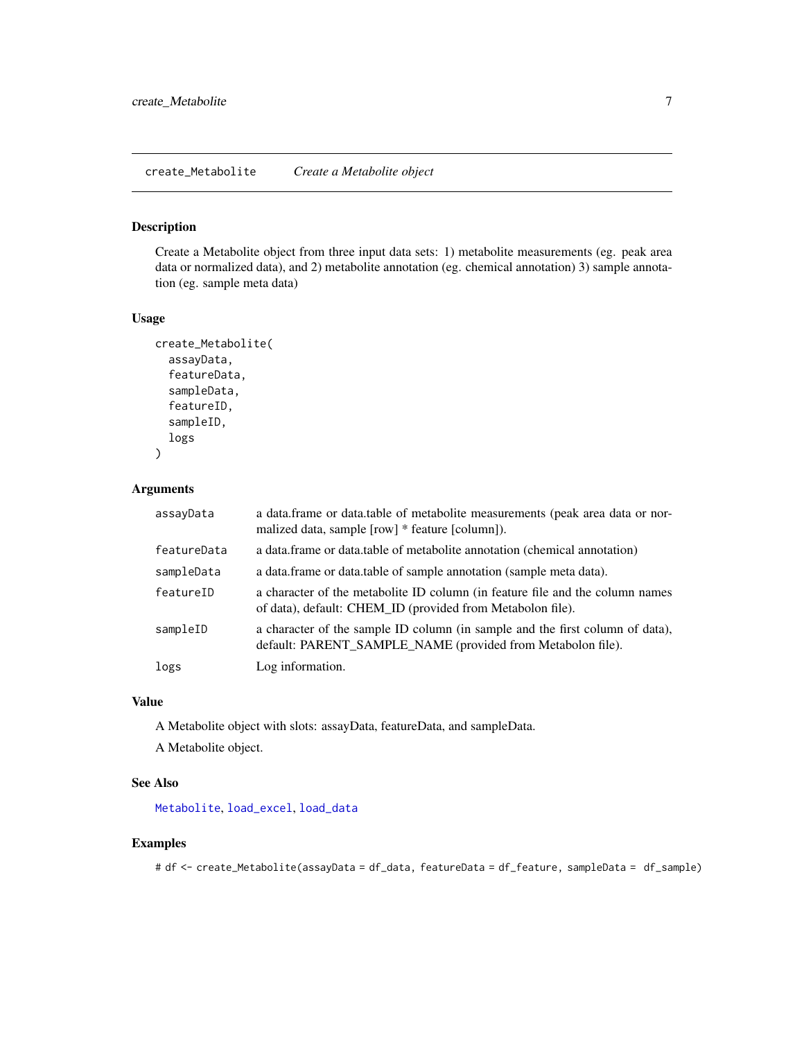## create_Metabolite &nbsp;&nbsp;&nbsp; *Create a Metabolite object*

### Description

Create a Metabolite object from three input data sets: 1) metabolite measurements (eg. peak area data or normalized data), and 2) metabolite annotation (eg. chemical annotation) 3) sample annotation (eg. sample meta data)

### Usage

```
create_Metabolite(
  assayData,
  featureData,
  sampleData,
  featureID,
  sampleID,
  logs
)
```

### Arguments

| | |
|---|---|
| assayData | a data.frame or data.table of metabolite measurements (peak area data or normalized data, sample [row] * feature [column]). |
| featureData | a data.frame or data.table of metabolite annotation (chemical annotation) |
| sampleData | a data.frame or data.table of sample annotation (sample meta data). |
| featureID | a character of the metabolite ID column (in feature file and the column names of data), default: CHEM_ID (provided from Metabolon file). |
| sampleID | a character of the sample ID column (in sample and the first column of data), default: PARENT_SAMPLE_NAME (provided from Metabolon file). |
| logs | Log information. |

### Value

A Metabolite object with slots: assayData, featureData, and sampleData.

A Metabolite object.

### See Also

Metabolite, load_excel, load_data

### Examples

```
# df <- create_Metabolite(assayData = df_data, featureData = df_feature, sampleData =  df_sample)
```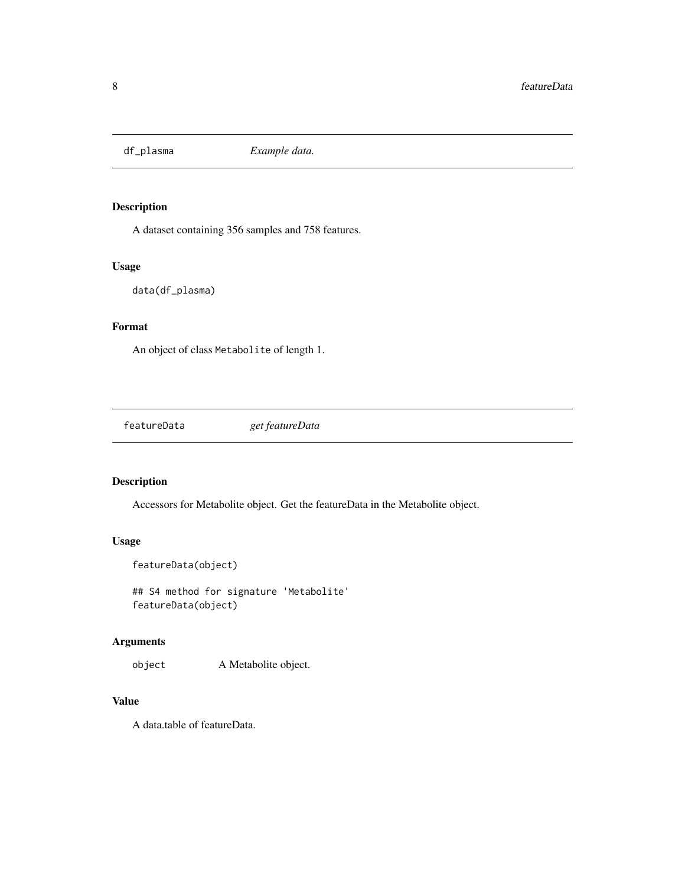## df_plasma *Example data.*

### Description

A dataset containing 356 samples and 758 features.

### Usage

```
data(df_plasma)
```

### Format

An object of class `Metabolite` of length 1.

## featureData *get featureData*

### Description

Accessors for Metabolite object. Get the featureData in the Metabolite object.

### Usage

```
featureData(object)

## S4 method for signature 'Metabolite'
featureData(object)
```

### Arguments

| | |
|---|---|
| `object` | A Metabolite object. |

### Value

A data.table of featureData.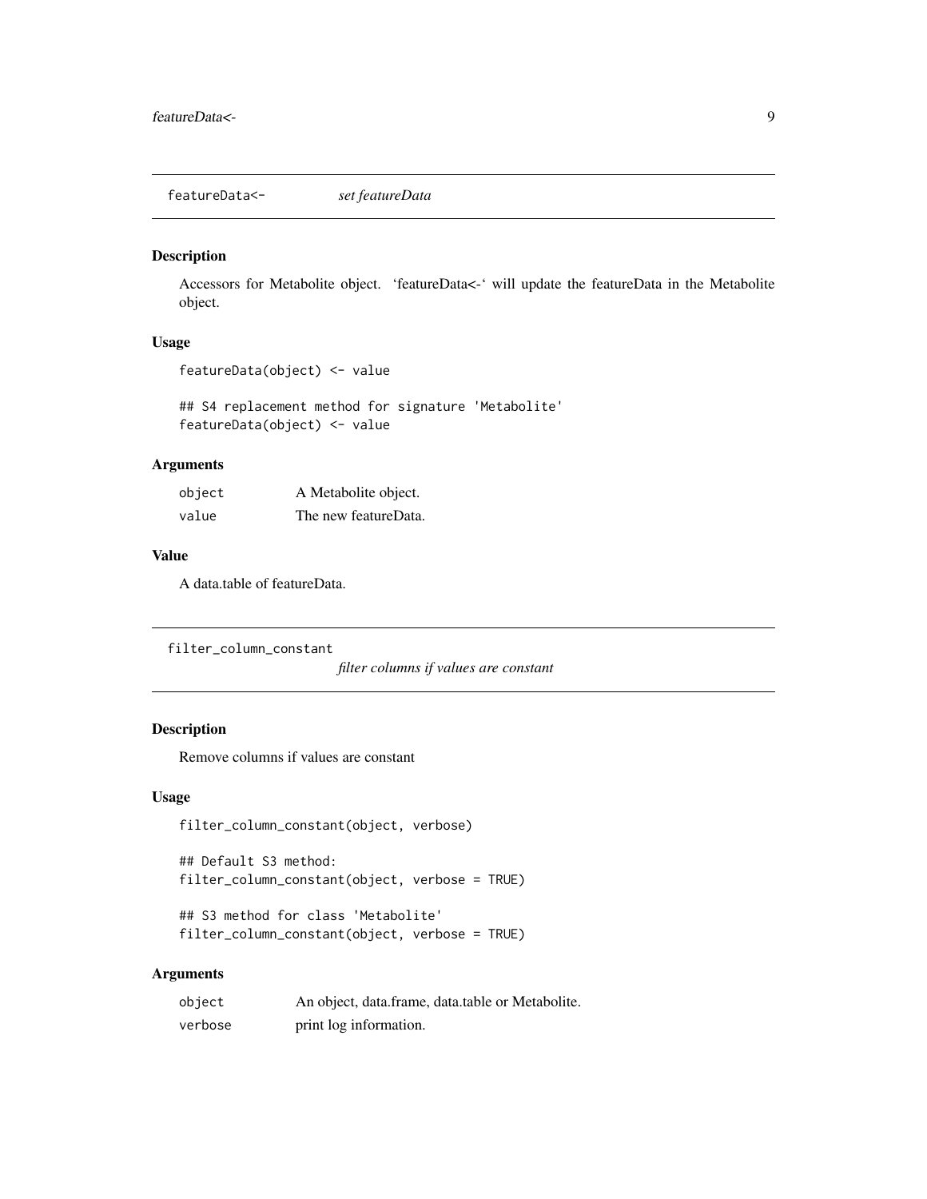## featureData<- *set featureData*

### Description

Accessors for Metabolite object. 'featureData<-' will update the featureData in the Metabolite object.

### Usage

```
featureData(object) <- value

## S4 replacement method for signature 'Metabolite'
featureData(object) <- value
```

### Arguments

| | |
|---|---|
| object | A Metabolite object. |
| value | The new featureData. |

### Value

A data.table of featureData.

## filter_column_constant *filter columns if values are constant*

### Description

Remove columns if values are constant

### Usage

```
filter_column_constant(object, verbose)

## Default S3 method:
filter_column_constant(object, verbose = TRUE)

## S3 method for class 'Metabolite'
filter_column_constant(object, verbose = TRUE)
```

### Arguments

| | |
|---|---|
| object | An object, data.frame, data.table or Metabolite. |
| verbose | print log information. |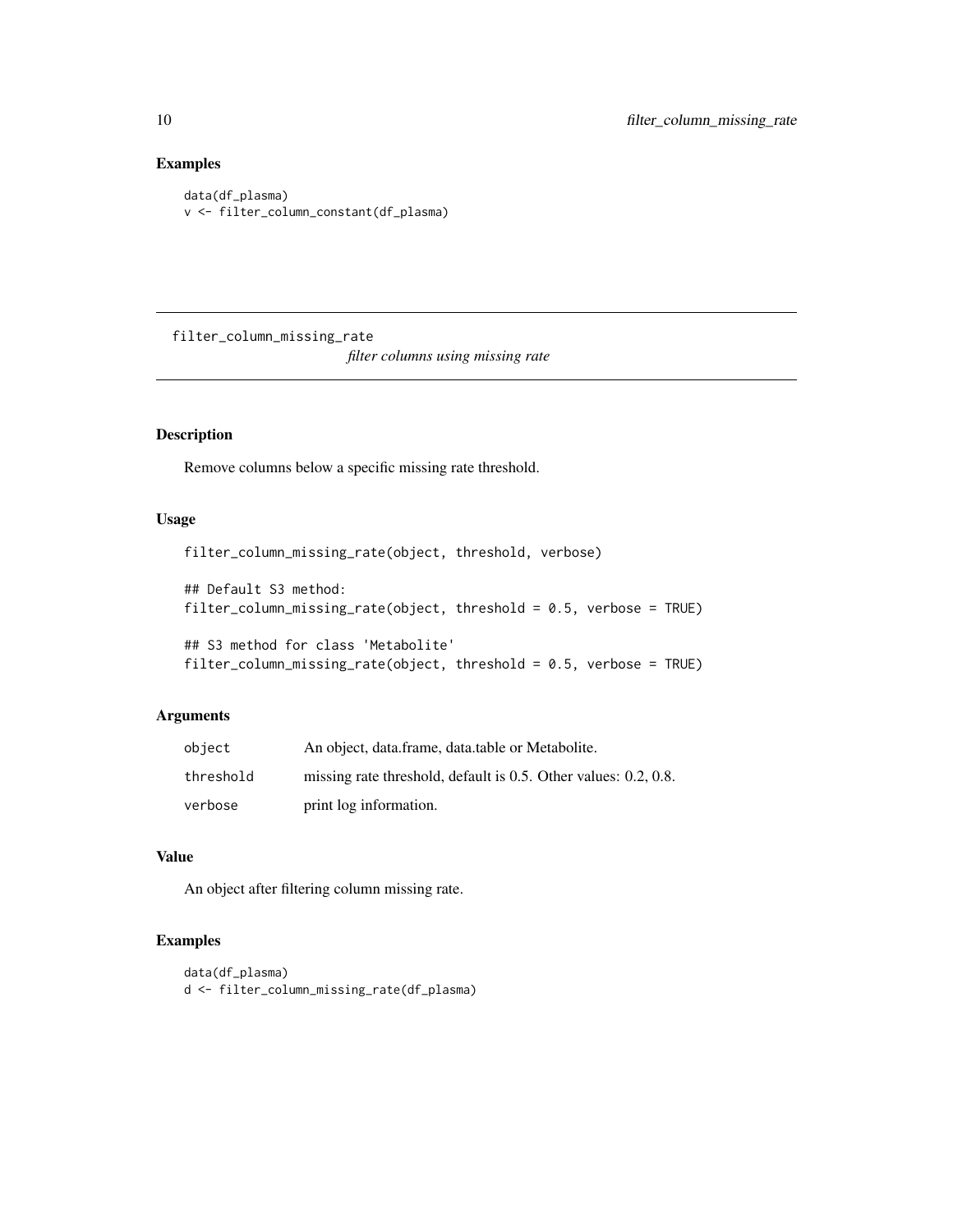## Examples

```
data(df_plasma)
v <- filter_column_constant(df_plasma)
```

---

# filter_column_missing_rate

*filter columns using missing rate*

---

## Description

Remove columns below a specific missing rate threshold.

## Usage

```
filter_column_missing_rate(object, threshold, verbose)

## Default S3 method:
filter_column_missing_rate(object, threshold = 0.5, verbose = TRUE)

## S3 method for class 'Metabolite'
filter_column_missing_rate(object, threshold = 0.5, verbose = TRUE)
```

## Arguments

| | |
|---|---|
| `object` | An object, data.frame, data.table or Metabolite. |
| `threshold` | missing rate threshold, default is 0.5. Other values: 0.2, 0.8. |
| `verbose` | print log information. |

## Value

An object after filtering column missing rate.

## Examples

```
data(df_plasma)
d <- filter_column_missing_rate(df_plasma)
```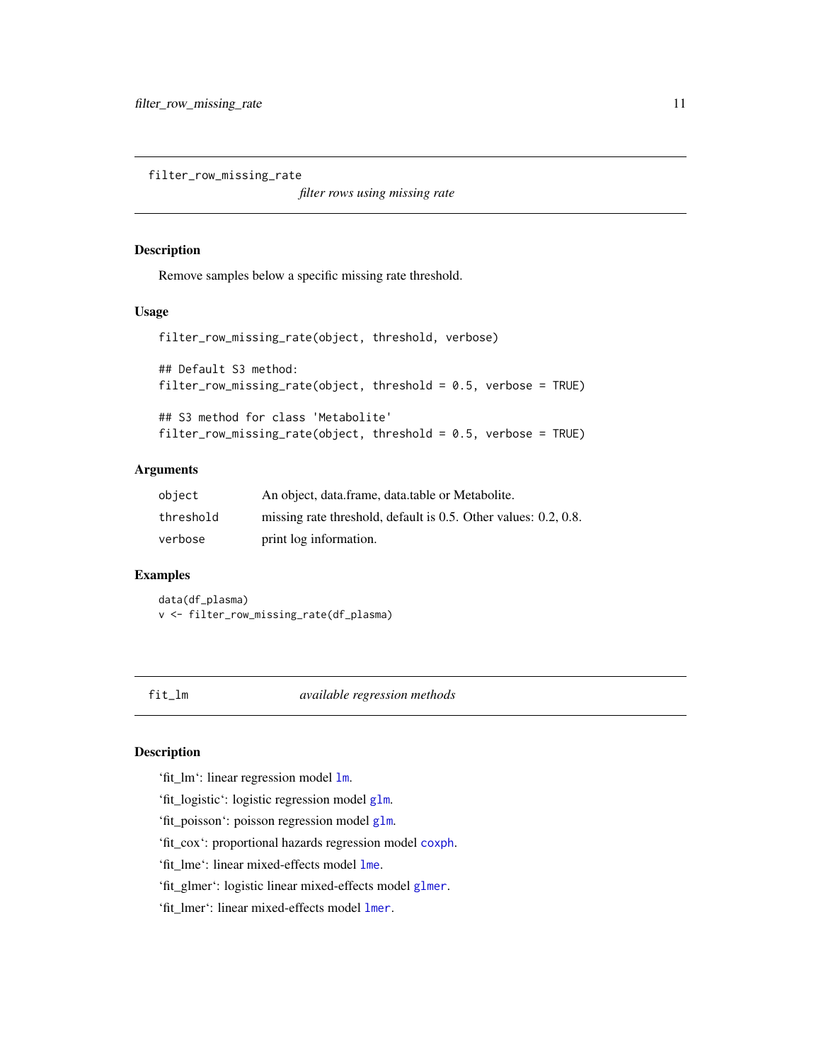## filter_row_missing_rate

*filter rows using missing rate*

### Description

Remove samples below a specific missing rate threshold.

### Usage

```
filter_row_missing_rate(object, threshold, verbose)

## Default S3 method:
filter_row_missing_rate(object, threshold = 0.5, verbose = TRUE)

## S3 method for class 'Metabolite'
filter_row_missing_rate(object, threshold = 0.5, verbose = TRUE)
```

### Arguments

| | |
|---|---|
| object | An object, data.frame, data.table or Metabolite. |
| threshold | missing rate threshold, default is 0.5. Other values: 0.2, 0.8. |
| verbose | print log information. |

### Examples

```
data(df_plasma)
v <- filter_row_missing_rate(df_plasma)
```

## fit_lm

*available regression methods*

### Description

'fit_lm': linear regression model lm.

'fit_logistic': logistic regression model glm.

'fit_poisson': poisson regression model glm.

'fit_cox': proportional hazards regression model coxph.

'fit_lme': linear mixed-effects model lme.

'fit_glmer': logistic linear mixed-effects model glmer.

'fit_lmer': linear mixed-effects model lmer.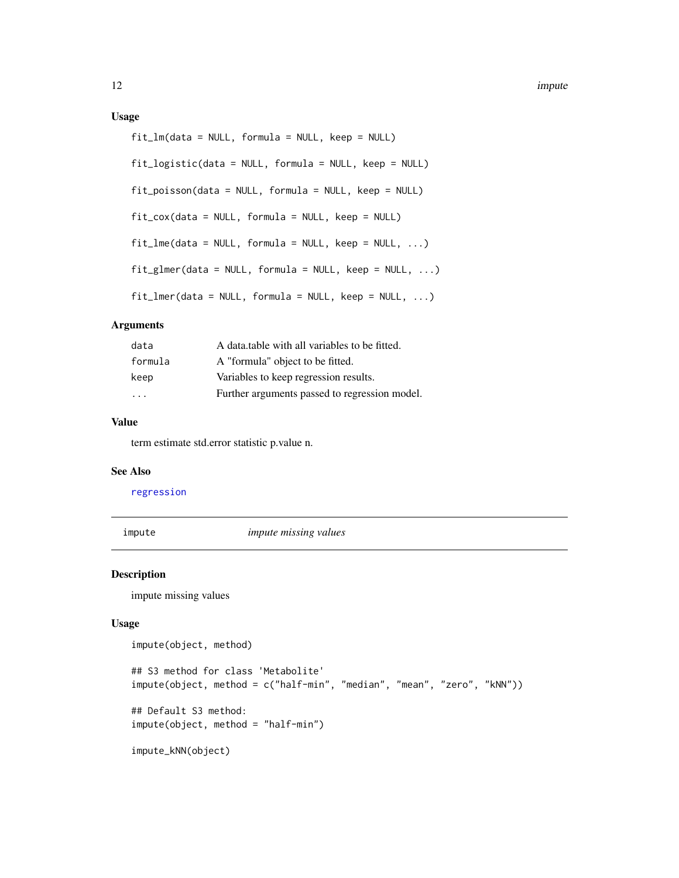### Usage

```
fit_lm(data = NULL, formula = NULL, keep = NULL)

fit_logistic(data = NULL, formula = NULL, keep = NULL)

fit_poisson(data = NULL, formula = NULL, keep = NULL)

fit_cox(data = NULL, formula = NULL, keep = NULL)

fit_lme(data = NULL, formula = NULL, keep = NULL, ...)

fit_glmer(data = NULL, formula = NULL, keep = NULL, ...)

fit_lmer(data = NULL, formula = NULL, keep = NULL, ...)
```

### Arguments

| | |
|---|---|
| `data` | A data.table with all variables to be fitted. |
| `formula` | A "formula" object to be fitted. |
| `keep` | Variables to keep regression results. |
| `...` | Further arguments passed to regression model. |

### Value

term estimate std.error statistic p.value n.

### See Also

regression

---

## impute — *impute missing values*

### Description

impute missing values

### Usage

```
impute(object, method)

## S3 method for class 'Metabolite'
impute(object, method = c("half-min", "median", "mean", "zero", "kNN"))

## Default S3 method:
impute(object, method = "half-min")

impute_kNN(object)
```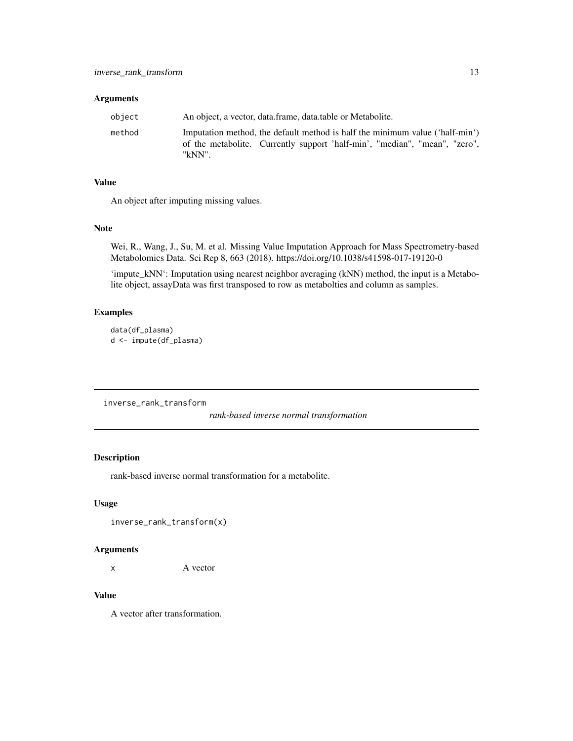### Arguments

| | |
|---|---|
| `object` | An object, a vector, data.frame, data.table or Metabolite. |
| `method` | Imputation method, the default method is half the minimum value ('half-min') of the metabolite. Currently support 'half-min', "median", "mean", "zero", "kNN". |

### Value

An object after imputing missing values.

### Note

Wei, R., Wang, J., Su, M. et al. Missing Value Imputation Approach for Mass Spectrometry-based Metabolomics Data. Sci Rep 8, 663 (2018). https://doi.org/10.1038/s41598-017-19120-0

'impute_kNN': Imputation using nearest neighbor averaging (kNN) method, the input is a Metabolite object, assayData was first transposed to row as metabolties and column as samples.

### Examples

```
data(df_plasma)
d <- impute(df_plasma)
```

---

## inverse_rank_transform

*rank-based inverse normal transformation*

### Description

rank-based inverse normal transformation for a metabolite.

### Usage

```
inverse_rank_transform(x)
```

### Arguments

| | |
|---|---|
| `x` | A vector |

### Value

A vector after transformation.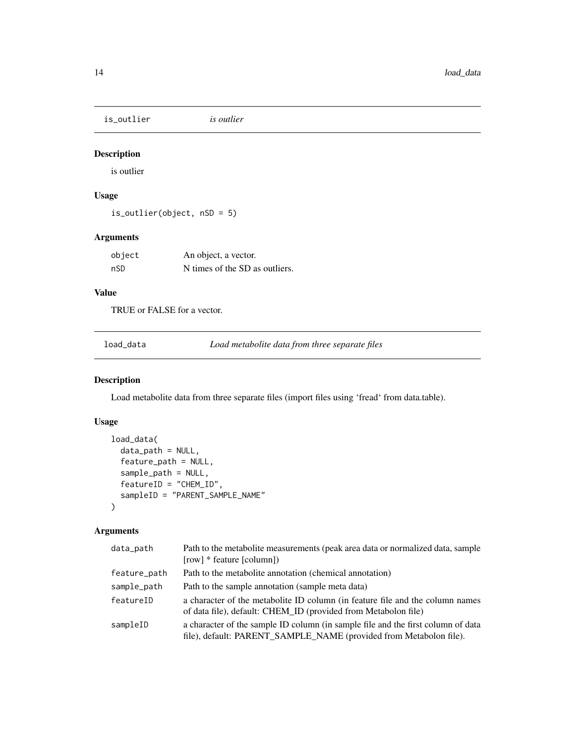## is_outlier *is outlier*

### Description

is outlier

### Usage

```
is_outlier(object, nSD = 5)
```

### Arguments

| | |
|---|---|
| object | An object, a vector. |
| nSD | N times of the SD as outliers. |

### Value

TRUE or FALSE for a vector.

## load_data *Load metabolite data from three separate files*

### Description

Load metabolite data from three separate files (import files using 'fread' from data.table).

### Usage

```
load_data(
  data_path = NULL,
  feature_path = NULL,
  sample_path = NULL,
  featureID = "CHEM_ID",
  sampleID = "PARENT_SAMPLE_NAME"
)
```

### Arguments

| | |
|---|---|
| data_path | Path to the metabolite measurements (peak area data or normalized data, sample [row] * feature [column]) |
| feature_path | Path to the metabolite annotation (chemical annotation) |
| sample_path | Path to the sample annotation (sample meta data) |
| featureID | a character of the metabolite ID column (in feature file and the column names of data file), default: CHEM_ID (provided from Metabolon file) |
| sampleID | a character of the sample ID column (in sample file and the first column of data file), default: PARENT_SAMPLE_NAME (provided from Metabolon file). |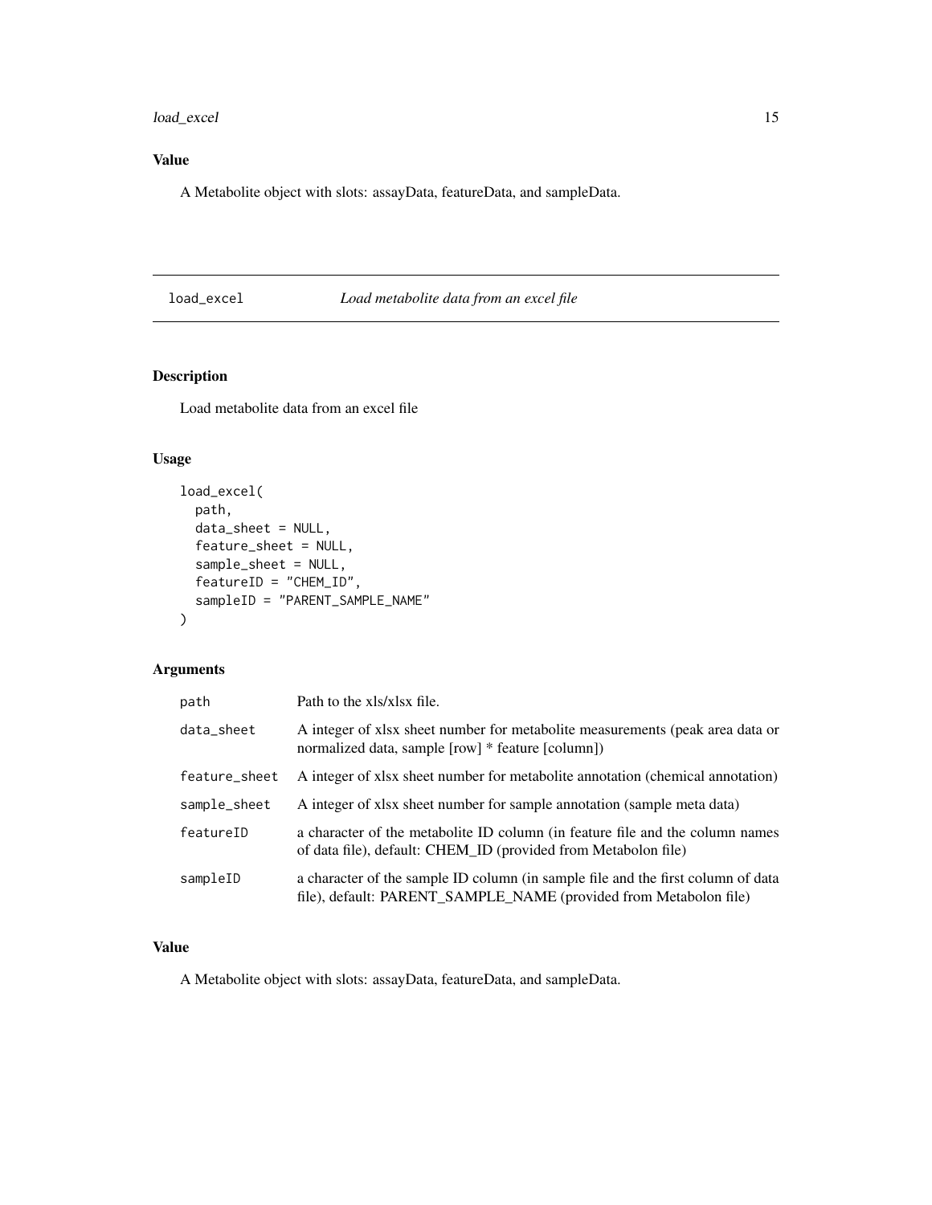## Value

A Metabolite object with slots: assayData, featureData, and sampleData.

---

## load_excel — *Load metabolite data from an excel file*

### Description

Load metabolite data from an excel file

### Usage

```
load_excel(
  path,
  data_sheet = NULL,
  feature_sheet = NULL,
  sample_sheet = NULL,
  featureID = "CHEM_ID",
  sampleID = "PARENT_SAMPLE_NAME"
)
```

### Arguments

| Argument | Description |
|---|---|
| `path` | Path to the xls/xlsx file. |
| `data_sheet` | A integer of xlsx sheet number for metabolite measurements (peak area data or normalized data, sample [row] * feature [column]) |
| `feature_sheet` | A integer of xlsx sheet number for metabolite annotation (chemical annotation) |
| `sample_sheet` | A integer of xlsx sheet number for sample annotation (sample meta data) |
| `featureID` | a character of the metabolite ID column (in feature file and the column names of data file), default: CHEM_ID (provided from Metabolon file) |
| `sampleID` | a character of the sample ID column (in sample file and the first column of data file), default: PARENT_SAMPLE_NAME (provided from Metabolon file) |

### Value

A Metabolite object with slots: assayData, featureData, and sampleData.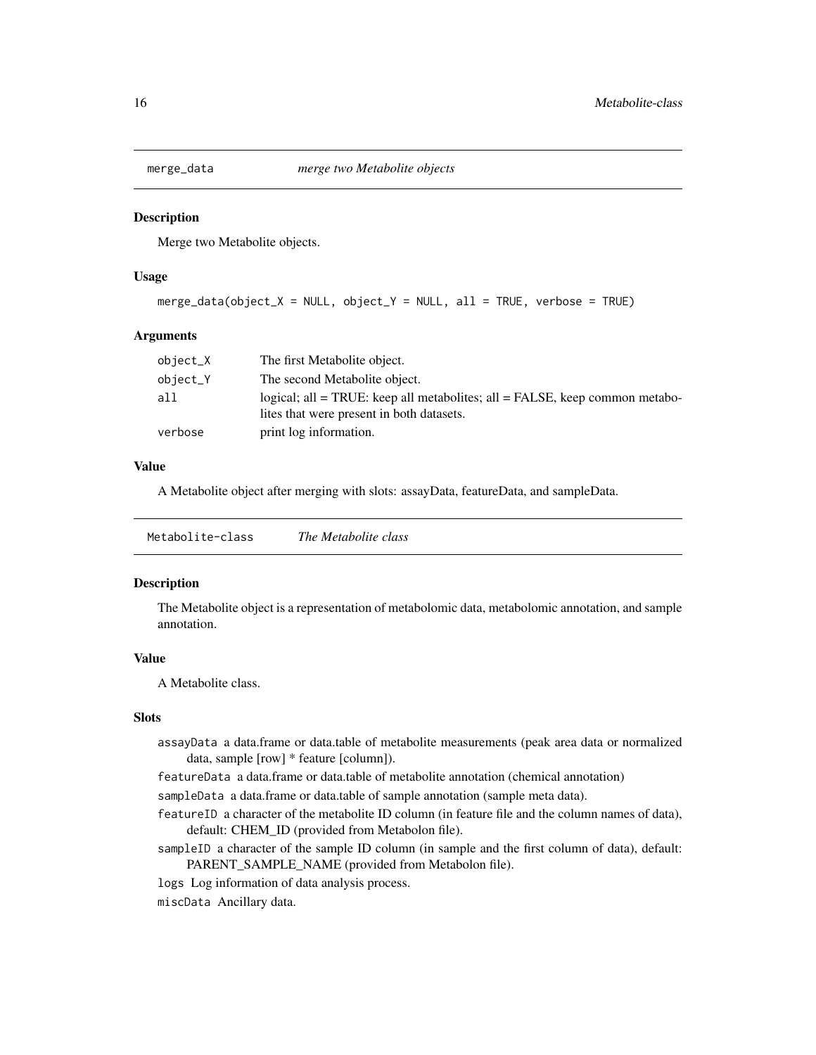## merge_data *merge two Metabolite objects*

### Description

Merge two Metabolite objects.

### Usage

```
merge_data(object_X = NULL, object_Y = NULL, all = TRUE, verbose = TRUE)
```

### Arguments

| | |
|---|---|
| object_X | The first Metabolite object. |
| object_Y | The second Metabolite object. |
| all | logical; all = TRUE: keep all metabolites; all = FALSE, keep common metabolites that were present in both datasets. |
| verbose | print log information. |

### Value

A Metabolite object after merging with slots: assayData, featureData, and sampleData.

## Metabolite-class *The Metabolite class*

### Description

The Metabolite object is a representation of metabolomic data, metabolomic annotation, and sample annotation.

### Value

A Metabolite class.

### Slots

- `assayData` a data.frame or data.table of metabolite measurements (peak area data or normalized data, sample [row] * feature [column]).
- `featureData` a data.frame or data.table of metabolite annotation (chemical annotation)
- `sampleData` a data.frame or data.table of sample annotation (sample meta data).
- `featureID` a character of the metabolite ID column (in feature file and the column names of data), default: CHEM_ID (provided from Metabolon file).
- `sampleID` a character of the sample ID column (in sample and the first column of data), default: PARENT_SAMPLE_NAME (provided from Metabolon file).
- `logs` Log information of data analysis process.
- `miscData` Ancillary data.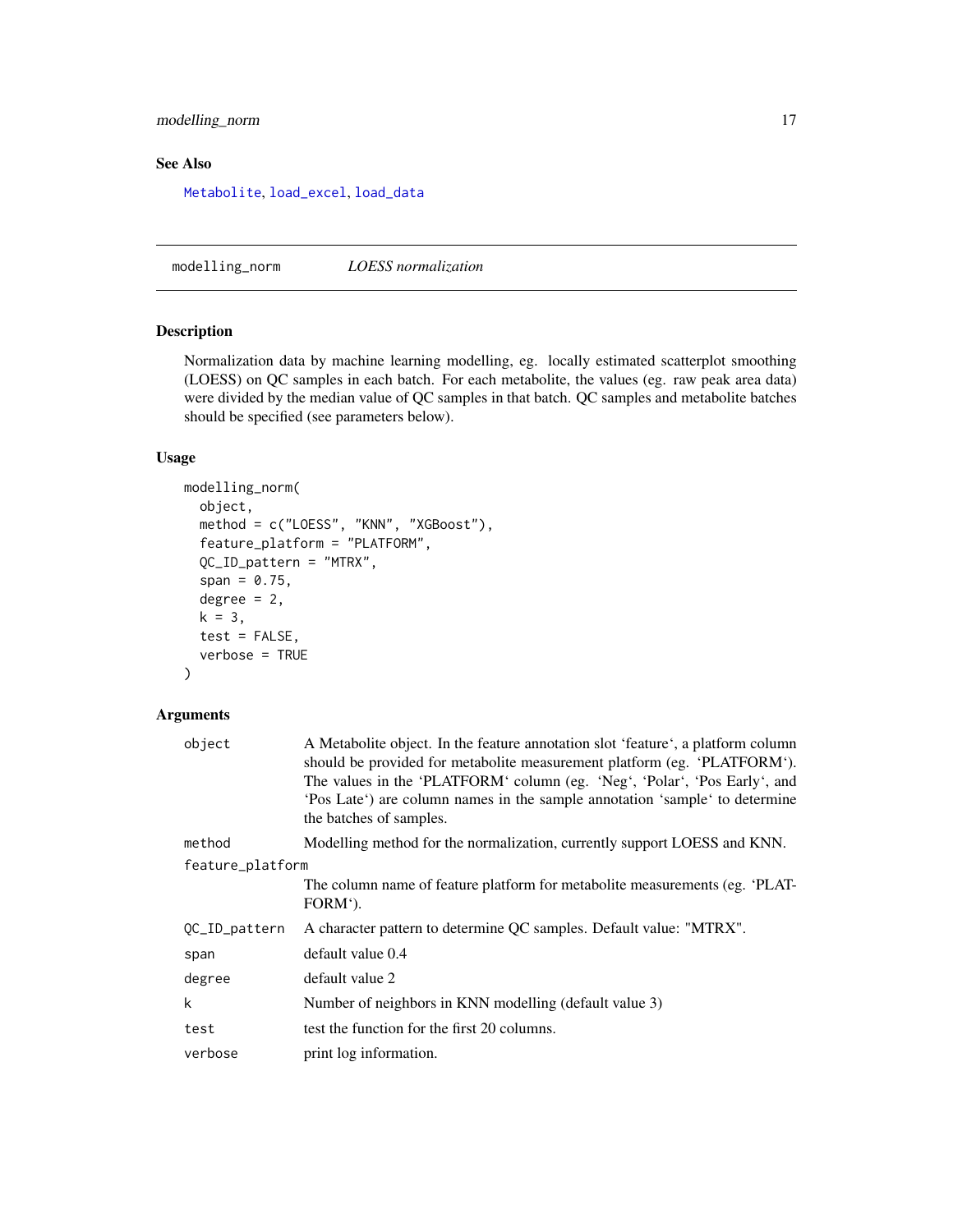## See Also

Metabolite, load_excel, load_data

---

## modelling_norm — *LOESS normalization*

### Description

Normalization data by machine learning modelling, eg. locally estimated scatterplot smoothing (LOESS) on QC samples in each batch. For each metabolite, the values (eg. raw peak area data) were divided by the median value of QC samples in that batch. QC samples and metabolite batches should be specified (see parameters below).

### Usage

```
modelling_norm(
  object,
  method = c("LOESS", "KNN", "XGBoost"),
  feature_platform = "PLATFORM",
  QC_ID_pattern = "MTRX",
  span = 0.75,
  degree = 2,
  k = 3,
  test = FALSE,
  verbose = TRUE
)
```

### Arguments

| Argument | Description |
|---|---|
| `object` | A Metabolite object. In the feature annotation slot 'feature', a platform column should be provided for metabolite measurement platform (eg. 'PLATFORM'). The values in the 'PLATFORM' column (eg. 'Neg', 'Polar', 'Pos Early', and 'Pos Late') are column names in the sample annotation 'sample' to determine the batches of samples. |
| `method` | Modelling method for the normalization, currently support LOESS and KNN. |
| `feature_platform` | The column name of feature platform for metabolite measurements (eg. 'PLATFORM'). |
| `QC_ID_pattern` | A character pattern to determine QC samples. Default value: "MTRX". |
| `span` | default value 0.4 |
| `degree` | default value 2 |
| `k` | Number of neighbors in KNN modelling (default value 3) |
| `test` | test the function for the first 20 columns. |
| `verbose` | print log information. |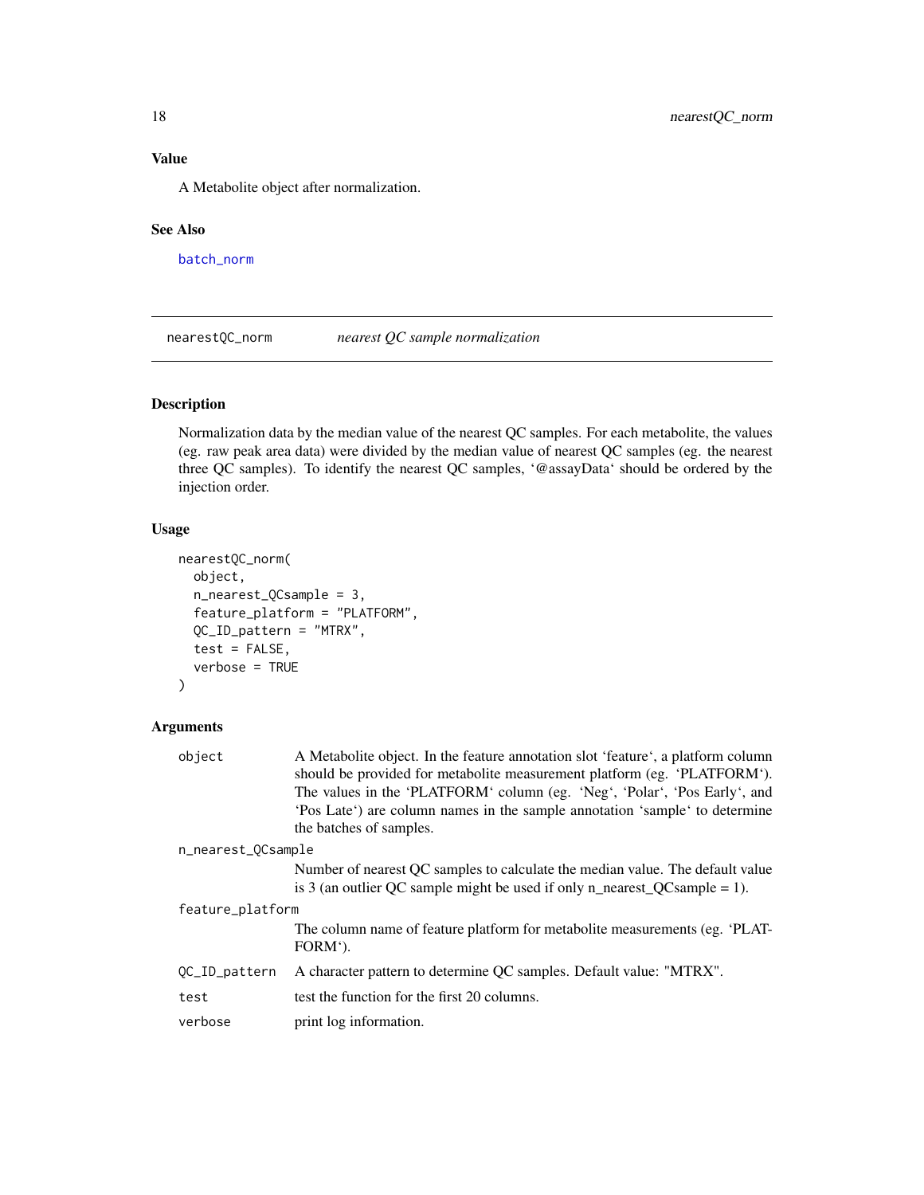## Value

A Metabolite object after normalization.

## See Also

batch_norm

---

## nearestQC_norm — *nearest QC sample normalization*

## Description

Normalization data by the median value of the nearest QC samples. For each metabolite, the values (eg. raw peak area data) were divided by the median value of nearest QC samples (eg. the nearest three QC samples). To identify the nearest QC samples, '@assayData' should be ordered by the injection order.

## Usage

```
nearestQC_norm(
  object,
  n_nearest_QCsample = 3,
  feature_platform = "PLATFORM",
  QC_ID_pattern = "MTRX",
  test = FALSE,
  verbose = TRUE
)
```

## Arguments

| | |
|---|---|
| object | A Metabolite object. In the feature annotation slot 'feature', a platform column should be provided for metabolite measurement platform (eg. 'PLATFORM'). The values in the 'PLATFORM' column (eg. 'Neg', 'Polar', 'Pos Early', and 'Pos Late') are column names in the sample annotation 'sample' to determine the batches of samples. |
| n_nearest_QCsample | Number of nearest QC samples to calculate the median value. The default value is 3 (an outlier QC sample might be used if only n_nearest_QCsample = 1). |
| feature_platform | The column name of feature platform for metabolite measurements (eg. 'PLATFORM'). |
| QC_ID_pattern | A character pattern to determine QC samples. Default value: "MTRX". |
| test | test the function for the first 20 columns. |
| verbose | print log information. |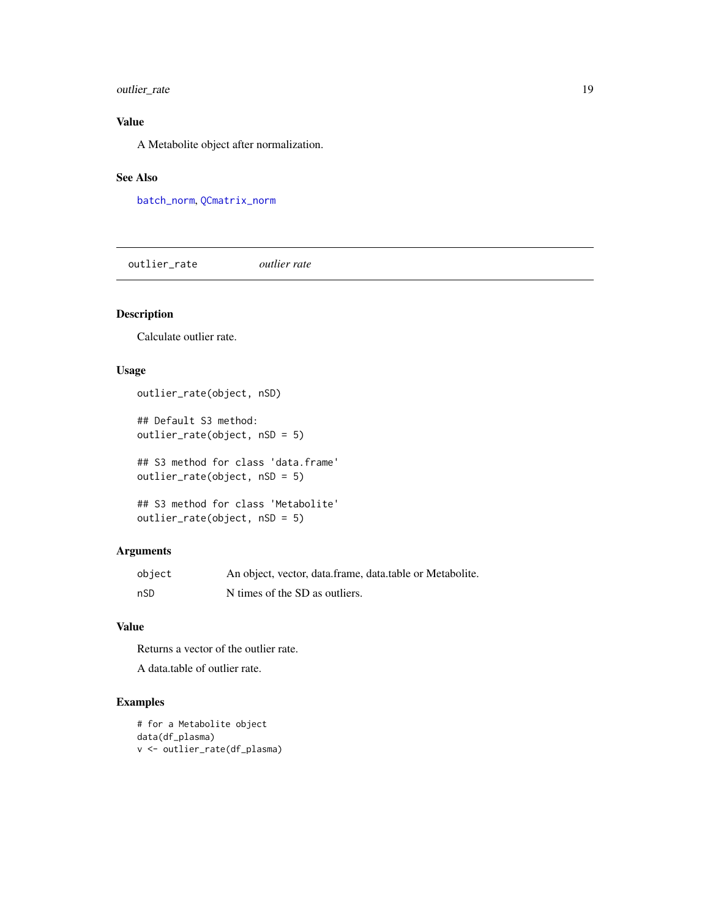### Value

A Metabolite object after normalization.

### See Also

batch_norm, QCmatrix_norm

---

## outlier_rate    *outlier rate*

### Description

Calculate outlier rate.

### Usage

```
outlier_rate(object, nSD)

## Default S3 method:
outlier_rate(object, nSD = 5)

## S3 method for class 'data.frame'
outlier_rate(object, nSD = 5)

## S3 method for class 'Metabolite'
outlier_rate(object, nSD = 5)
```

### Arguments

| | |
|---|---|
| object | An object, vector, data.frame, data.table or Metabolite. |
| nSD | N times of the SD as outliers. |

### Value

Returns a vector of the outlier rate.

A data.table of outlier rate.

### Examples

```
# for a Metabolite object
data(df_plasma)
v <- outlier_rate(df_plasma)
```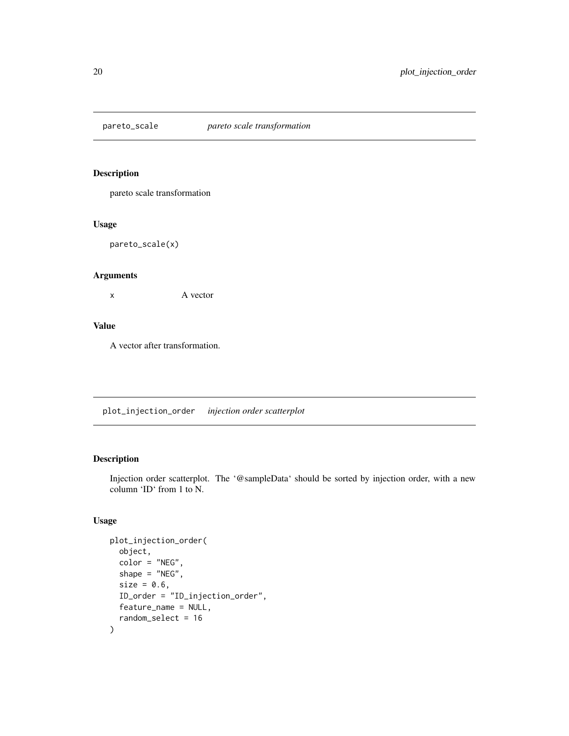## pareto_scale *pareto scale transformation*

### Description

pareto scale transformation

### Usage

```
pareto_scale(x)
```

### Arguments

| | |
|---|---|
| x | A vector |

### Value

A vector after transformation.

## plot_injection_order *injection order scatterplot*

### Description

Injection order scatterplot. The '@sampleData' should be sorted by injection order, with a new column 'ID' from 1 to N.

### Usage

```
plot_injection_order(
  object,
  color = "NEG",
  shape = "NEG",
  size = 0.6,
  ID_order = "ID_injection_order",
  feature_name = NULL,
  random_select = 16
)
```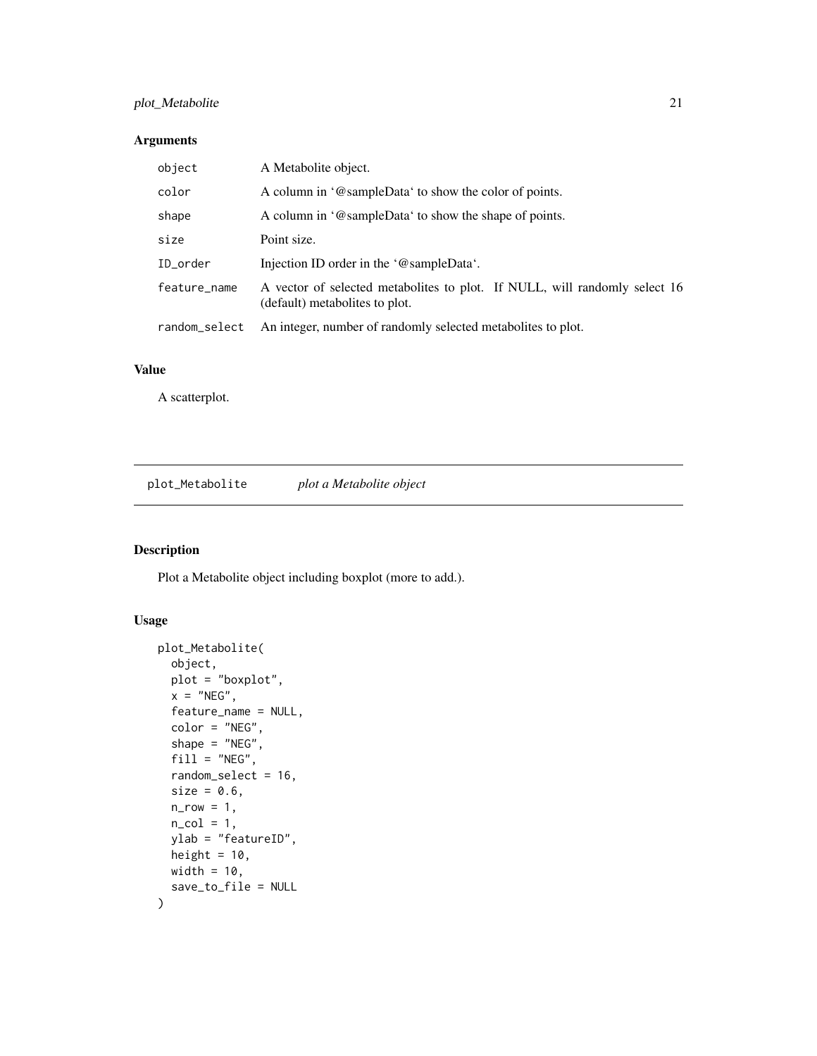## Arguments

| | |
|---|---|
| object | A Metabolite object. |
| color | A column in '@sampleData' to show the color of points. |
| shape | A column in '@sampleData' to show the shape of points. |
| size | Point size. |
| ID_order | Injection ID order in the '@sampleData'. |
| feature_name | A vector of selected metabolites to plot. If NULL, will randomly select 16 (default) metabolites to plot. |
| random_select | An integer, number of randomly selected metabolites to plot. |

## Value

A scatterplot.

---

# plot_Metabolite *plot a Metabolite object*

## Description

Plot a Metabolite object including boxplot (more to add.).

## Usage

```
plot_Metabolite(
  object,
  plot = "boxplot",
  x = "NEG",
  feature_name = NULL,
  color = "NEG",
  shape = "NEG",
  fill = "NEG",
  random_select = 16,
  size = 0.6,
  n_row = 1,
  n_col = 1,
  ylab = "featureID",
  height = 10,
  width = 10,
  save_to_file = NULL
)
```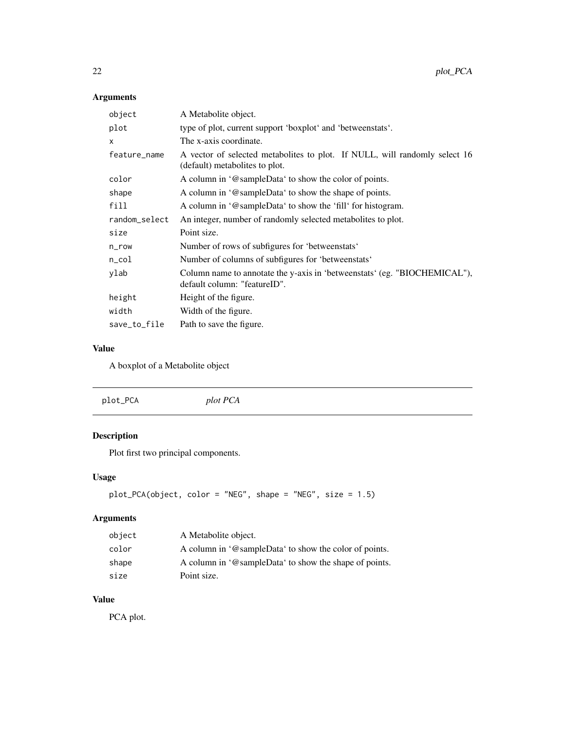## Arguments

| | |
|---|---|
| object | A Metabolite object. |
| plot | type of plot, current support 'boxplot' and 'betweenstats'. |
| x | The x-axis coordinate. |
| feature_name | A vector of selected metabolites to plot. If NULL, will randomly select 16 (default) metabolites to plot. |
| color | A column in '@sampleData' to show the color of points. |
| shape | A column in '@sampleData' to show the shape of points. |
| fill | A column in '@sampleData' to show the 'fill' for histogram. |
| random_select | An integer, number of randomly selected metabolites to plot. |
| size | Point size. |
| n_row | Number of rows of subfigures for 'betweenstats' |
| n_col | Number of columns of subfigures for 'betweenstats' |
| ylab | Column name to annotate the y-axis in 'betweenstats' (eg. "BIOCHEMICAL"), default column: "featureID". |
| height | Height of the figure. |
| width | Width of the figure. |
| save_to_file | Path to save the figure. |

## Value

A boxplot of a Metabolite object

---

# plot_PCA *plot PCA*

---

## Description

Plot first two principal components.

## Usage

```
plot_PCA(object, color = "NEG", shape = "NEG", size = 1.5)
```

## Arguments

| | |
|---|---|
| object | A Metabolite object. |
| color | A column in '@sampleData' to show the color of points. |
| shape | A column in '@sampleData' to show the shape of points. |
| size | Point size. |

## Value

PCA plot.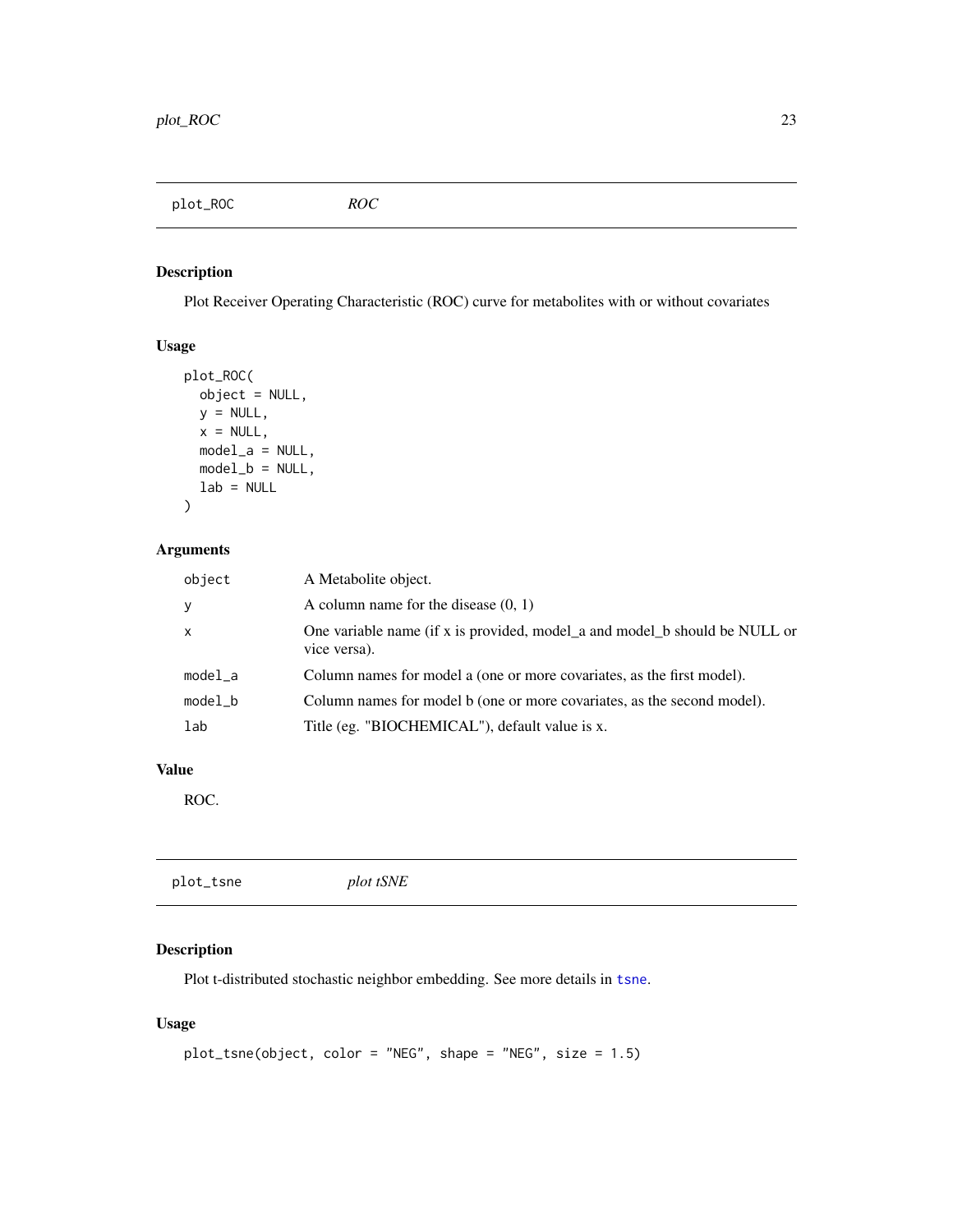## plot_ROC *ROC*

### Description

Plot Receiver Operating Characteristic (ROC) curve for metabolites with or without covariates

### Usage

```
plot_ROC(
  object = NULL,
  y = NULL,
  x = NULL,
  model_a = NULL,
  model_b = NULL,
  lab = NULL
)
```

### Arguments

| | |
|---|---|
| object | A Metabolite object. |
| y | A column name for the disease (0, 1) |
| x | One variable name (if x is provided, model_a and model_b should be NULL or vice versa). |
| model_a | Column names for model a (one or more covariates, as the first model). |
| model_b | Column names for model b (one or more covariates, as the second model). |
| lab | Title (eg. "BIOCHEMICAL"), default value is x. |

### Value

ROC.

## plot_tsne *plot tSNE*

### Description

Plot t-distributed stochastic neighbor embedding. See more details in tsne.

### Usage

```
plot_tsne(object, color = "NEG", shape = "NEG", size = 1.5)
```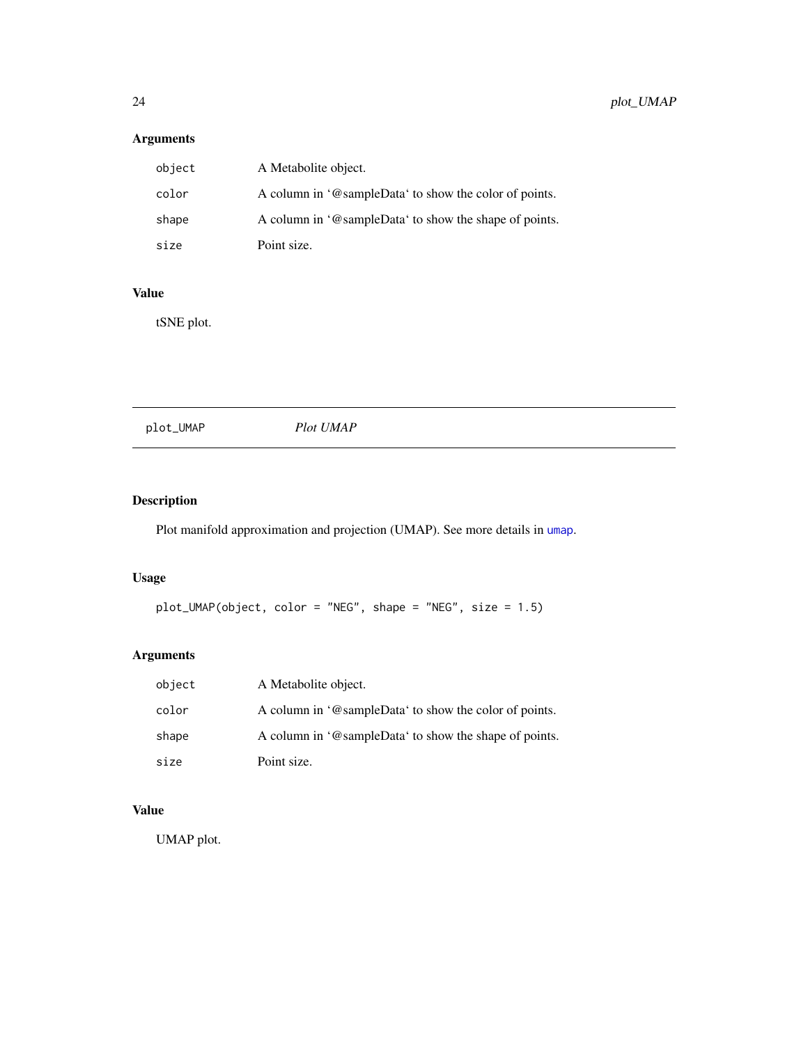## Arguments

| | |
|---|---|
| `object` | A Metabolite object. |
| `color` | A column in '@sampleData' to show the color of points. |
| `shape` | A column in '@sampleData' to show the shape of points. |
| `size` | Point size. |

## Value

tSNE plot.

---

# plot_UMAP — *Plot UMAP*

## Description

Plot manifold approximation and projection (UMAP). See more details in `umap`.

## Usage

```
plot_UMAP(object, color = "NEG", shape = "NEG", size = 1.5)
```

## Arguments

| | |
|---|---|
| `object` | A Metabolite object. |
| `color` | A column in '@sampleData' to show the color of points. |
| `shape` | A column in '@sampleData' to show the shape of points. |
| `size` | Point size. |

## Value

UMAP plot.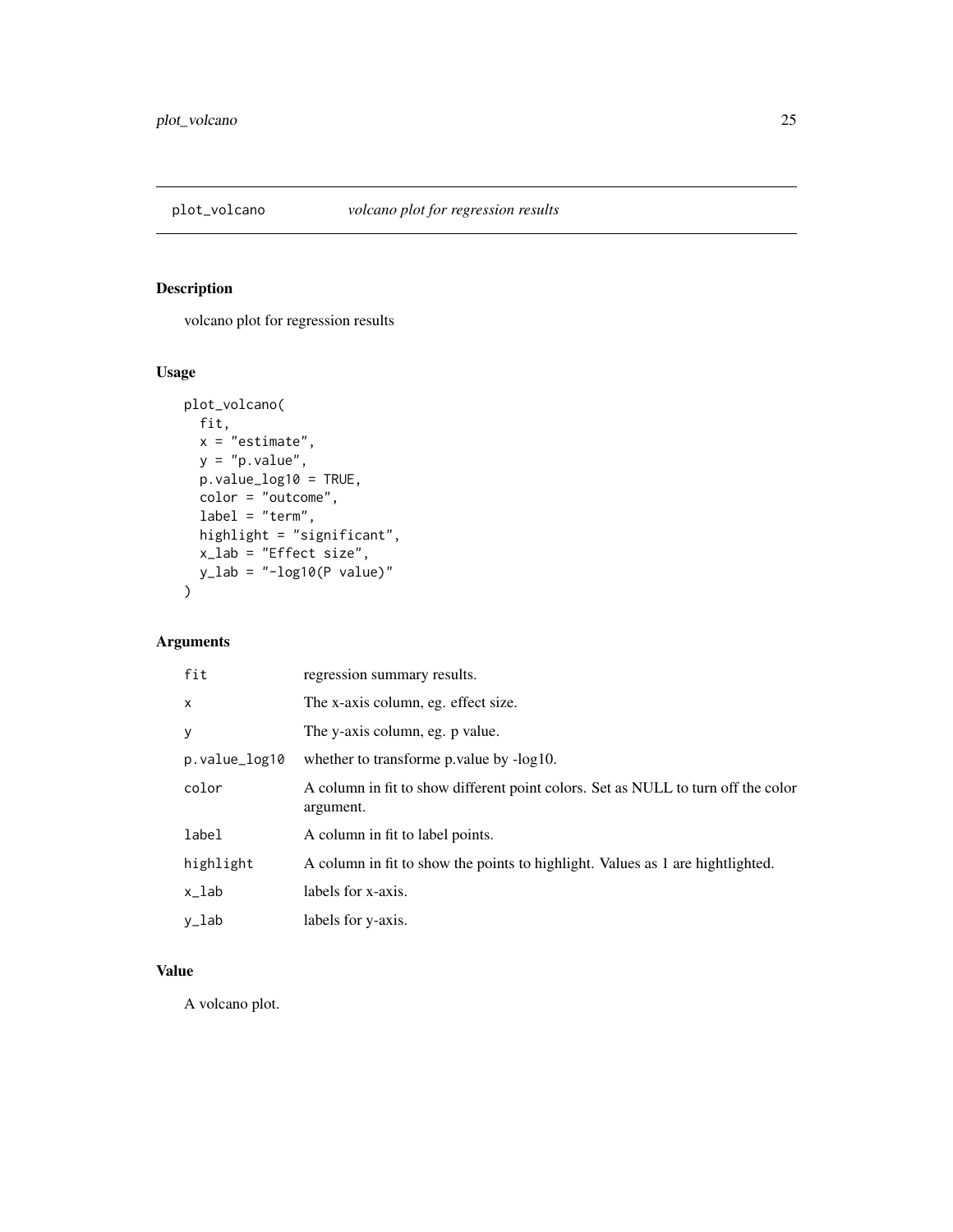## plot_volcano *volcano plot for regression results*

### Description

volcano plot for regression results

### Usage

```
plot_volcano(
  fit,
  x = "estimate",
  y = "p.value",
  p.value_log10 = TRUE,
  color = "outcome",
  label = "term",
  highlight = "significant",
  x_lab = "Effect size",
  y_lab = "-log10(P value)"
)
```

### Arguments

| | |
|---|---|
| fit | regression summary results. |
| x | The x-axis column, eg. effect size. |
| y | The y-axis column, eg. p value. |
| p.value_log10 | whether to transforme p.value by -log10. |
| color | A column in fit to show different point colors. Set as NULL to turn off the color argument. |
| label | A column in fit to label points. |
| highlight | A column in fit to show the points to highlight. Values as 1 are hightlighted. |
| x_lab | labels for x-axis. |
| y_lab | labels for y-axis. |

### Value

A volcano plot.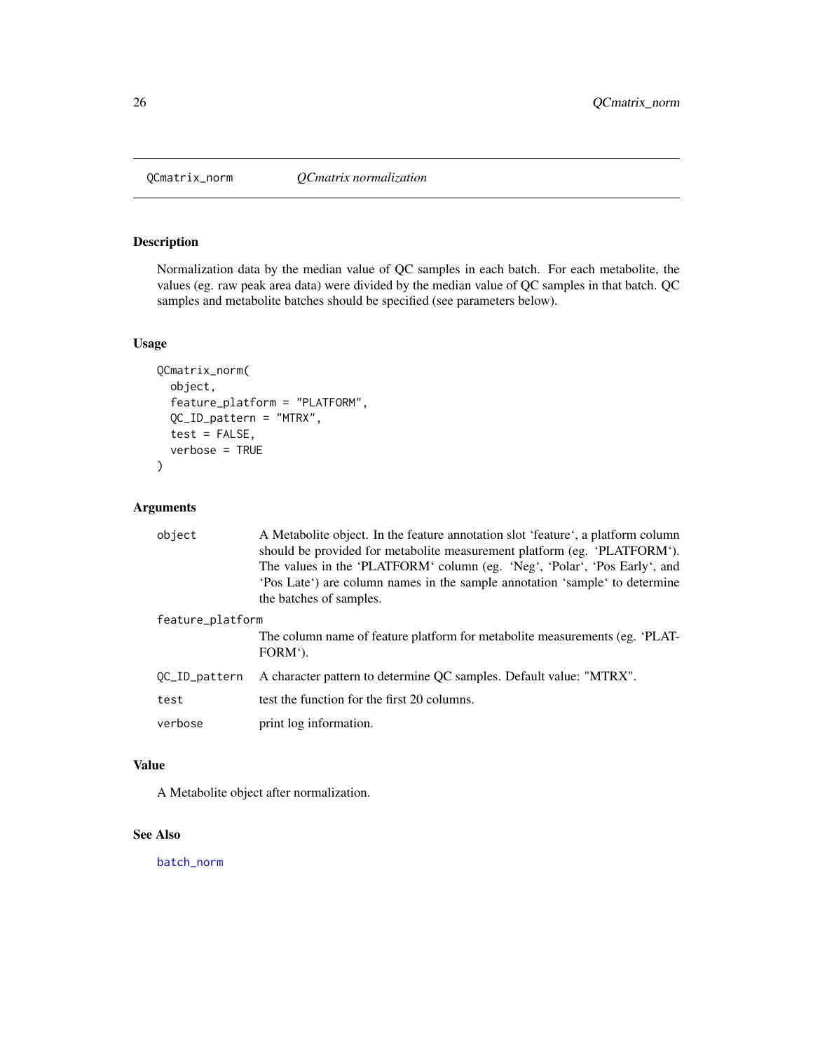# QCmatrix_norm — *QCmatrix normalization*

## Description

Normalization data by the median value of QC samples in each batch. For each metabolite, the values (eg. raw peak area data) were divided by the median value of QC samples in that batch. QC samples and metabolite batches should be specified (see parameters below).

## Usage

```
QCmatrix_norm(
  object,
  feature_platform = "PLATFORM",
  QC_ID_pattern = "MTRX",
  test = FALSE,
  verbose = TRUE
)
```

## Arguments

| | |
|---|---|
| `object` | A Metabolite object. In the feature annotation slot 'feature', a platform column should be provided for metabolite measurement platform (eg. 'PLATFORM'). The values in the 'PLATFORM' column (eg. 'Neg', 'Polar', 'Pos Early', and 'Pos Late') are column names in the sample annotation 'sample' to determine the batches of samples. |
| `feature_platform` | The column name of feature platform for metabolite measurements (eg. 'PLATFORM'). |
| `QC_ID_pattern` | A character pattern to determine QC samples. Default value: "MTRX". |
| `test` | test the function for the first 20 columns. |
| `verbose` | print log information. |

## Value

A Metabolite object after normalization.

## See Also

batch_norm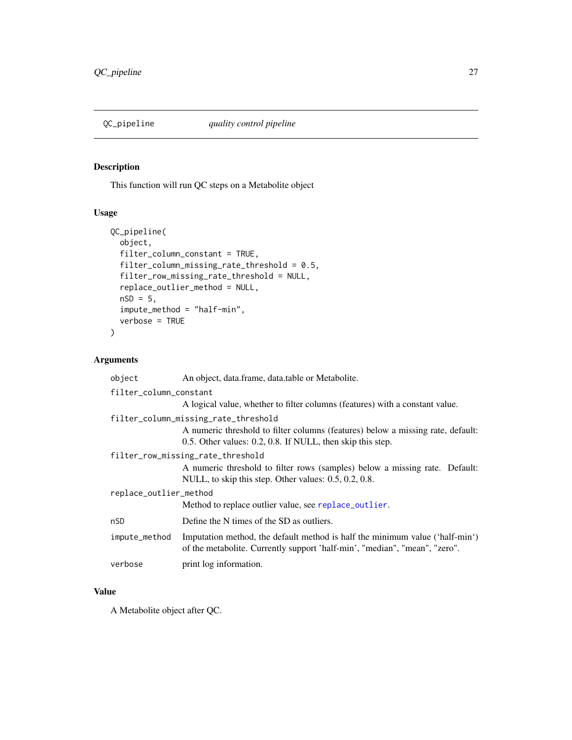## QC_pipeline    *quality control pipeline*

### Description

This function will run QC steps on a Metabolite object

### Usage

```
QC_pipeline(
  object,
  filter_column_constant = TRUE,
  filter_column_missing_rate_threshold = 0.5,
  filter_row_missing_rate_threshold = NULL,
  replace_outlier_method = NULL,
  nSD = 5,
  impute_method = "half-min",
  verbose = TRUE
)
```

### Arguments

| | |
|---|---|
| `object` | An object, data.frame, data.table or Metabolite. |
| `filter_column_constant` | A logical value, whether to filter columns (features) with a constant value. |
| `filter_column_missing_rate_threshold` | A numeric threshold to filter columns (features) below a missing rate, default: 0.5. Other values: 0.2, 0.8. If NULL, then skip this step. |
| `filter_row_missing_rate_threshold` | A numeric threshold to filter rows (samples) below a missing rate. Default: NULL, to skip this step. Other values: 0.5, 0.2, 0.8. |
| `replace_outlier_method` | Method to replace outlier value, see `replace_outlier`. |
| `nSD` | Define the N times of the SD as outliers. |
| `impute_method` | Imputation method, the default method is half the minimum value ('half-min') of the metabolite. Currently support 'half-min', "median", "mean", "zero". |
| `verbose` | print log information. |

### Value

A Metabolite object after QC.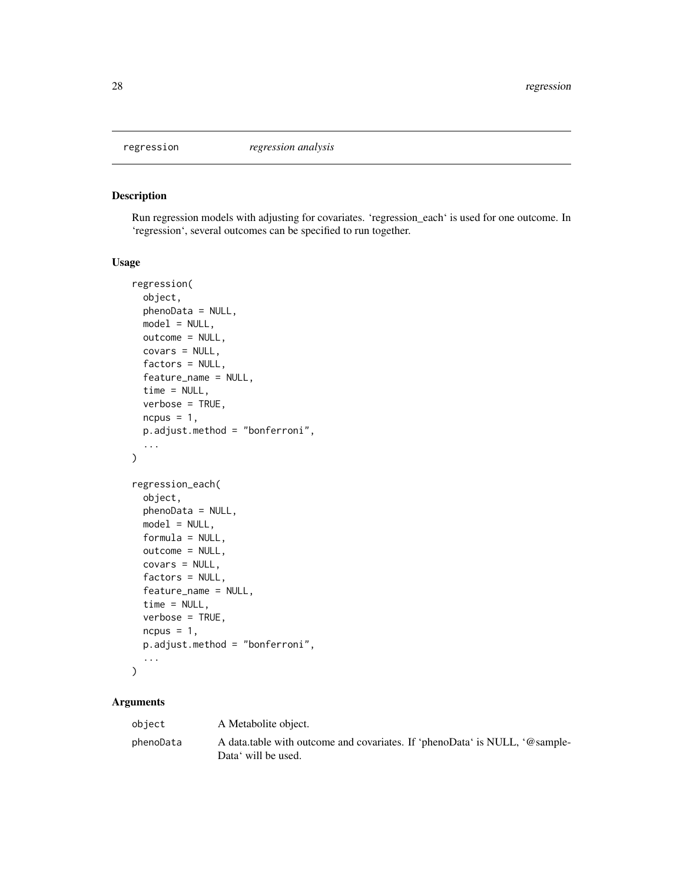regression *regression analysis*

## Description

Run regression models with adjusting for covariates. ‘regression_each‘ is used for one outcome. In ‘regression‘, several outcomes can be specified to run together.

## Usage

```
regression(
  object,
  phenoData = NULL,
  model = NULL,
  outcome = NULL,
  covars = NULL,
  factors = NULL,
  feature_name = NULL,
  time = NULL,
  verbose = TRUE,
  ncpus = 1,
  p.adjust.method = "bonferroni",
  ...
)

regression_each(
  object,
  phenoData = NULL,
  model = NULL,
  formula = NULL,
  outcome = NULL,
  covars = NULL,
  factors = NULL,
  feature_name = NULL,
  time = NULL,
  verbose = TRUE,
  ncpus = 1,
  p.adjust.method = "bonferroni",
  ...
)
```

## Arguments

| | |
|---|---|
| object | A Metabolite object. |
| phenoData | A data.table with outcome and covariates. If ‘phenoData‘ is NULL, ‘@sampleData‘ will be used. |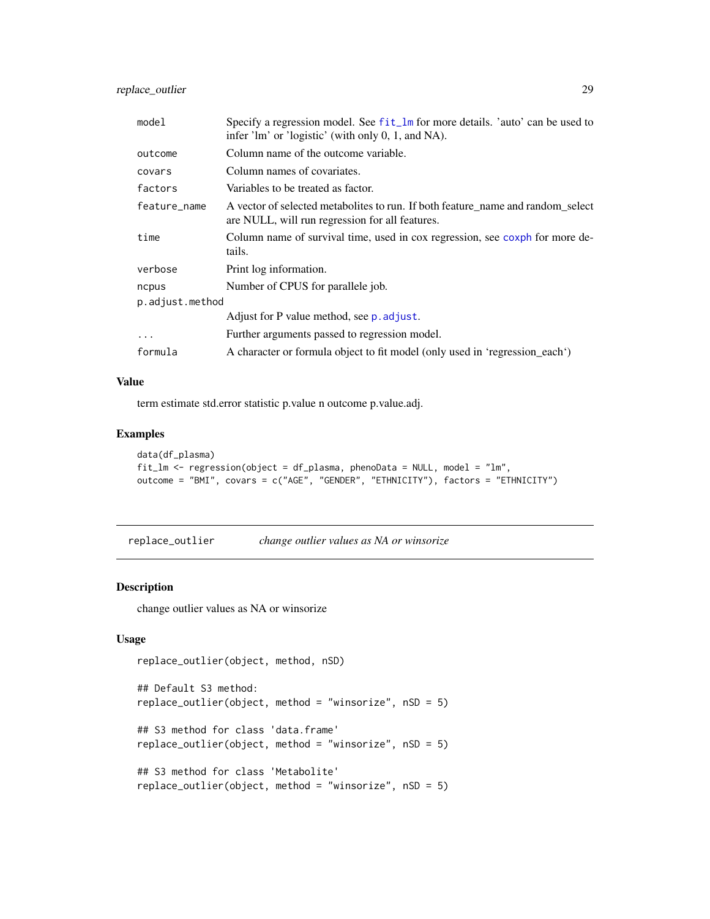| | |
|---|---|
| model | Specify a regression model. See fit_lm for more details. 'auto' can be used to infer 'lm' or 'logistic' (with only 0, 1, and NA). |
| outcome | Column name of the outcome variable. |
| covars | Column names of covariates. |
| factors | Variables to be treated as factor. |
| feature_name | A vector of selected metabolites to run. If both feature_name and random_select are NULL, will run regression for all features. |
| time | Column name of survival time, used in cox regression, see coxph for more details. |
| verbose | Print log information. |
| ncpus | Number of CPUS for parallele job. |
| p.adjust.method | Adjust for P value method, see p.adjust. |
| ... | Further arguments passed to regression model. |
| formula | A character or formula object to fit model (only used in 'regression_each') |

### Value

term estimate std.error statistic p.value n outcome p.value.adj.

### Examples

```
data(df_plasma)
fit_lm <- regression(object = df_plasma, phenoData = NULL, model = "lm",
outcome = "BMI", covars = c("AGE", "GENDER", "ETHNICITY"), factors = "ETHNICITY")
```

---

## replace_outlier *change outlier values as NA or winsorize*

### Description

change outlier values as NA or winsorize

### Usage

```
replace_outlier(object, method, nSD)

## Default S3 method:
replace_outlier(object, method = "winsorize", nSD = 5)

## S3 method for class 'data.frame'
replace_outlier(object, method = "winsorize", nSD = 5)

## S3 method for class 'Metabolite'
replace_outlier(object, method = "winsorize", nSD = 5)
```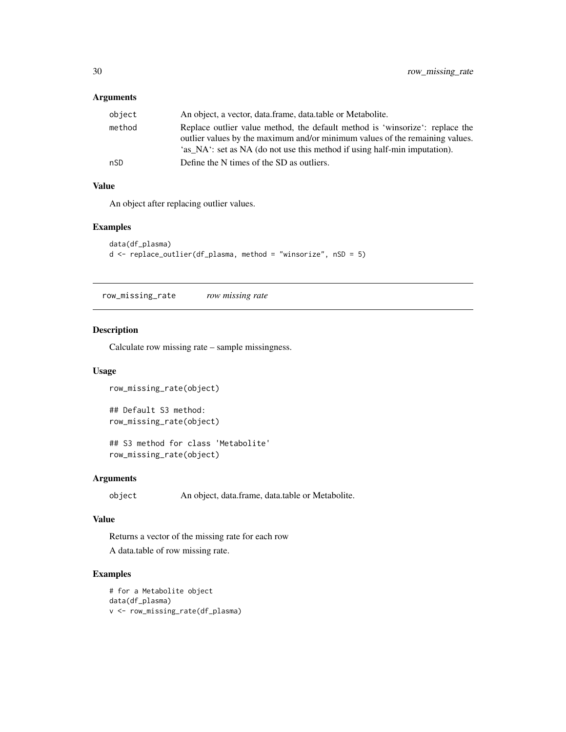### Arguments

| | |
|---|---|
| object | An object, a vector, data.frame, data.table or Metabolite. |
| method | Replace outlier value method, the default method is 'winsorize': replace the outlier values by the maximum and/or minimum values of the remaining values. 'as_NA': set as NA (do not use this method if using half-min imputation). |
| nSD | Define the N times of the SD as outliers. |

### Value

An object after replacing outlier values.

### Examples

```
data(df_plasma)
d <- replace_outlier(df_plasma, method = "winsorize", nSD = 5)
```

---

## row_missing_rate    *row missing rate*

---

### Description

Calculate row missing rate – sample missingness.

### Usage

```
row_missing_rate(object)

## Default S3 method:
row_missing_rate(object)

## S3 method for class 'Metabolite'
row_missing_rate(object)
```

### Arguments

| | |
|---|---|
| object | An object, data.frame, data.table or Metabolite. |

### Value

Returns a vector of the missing rate for each row

A data.table of row missing rate.

### Examples

```
# for a Metabolite object
data(df_plasma)
v <- row_missing_rate(df_plasma)
```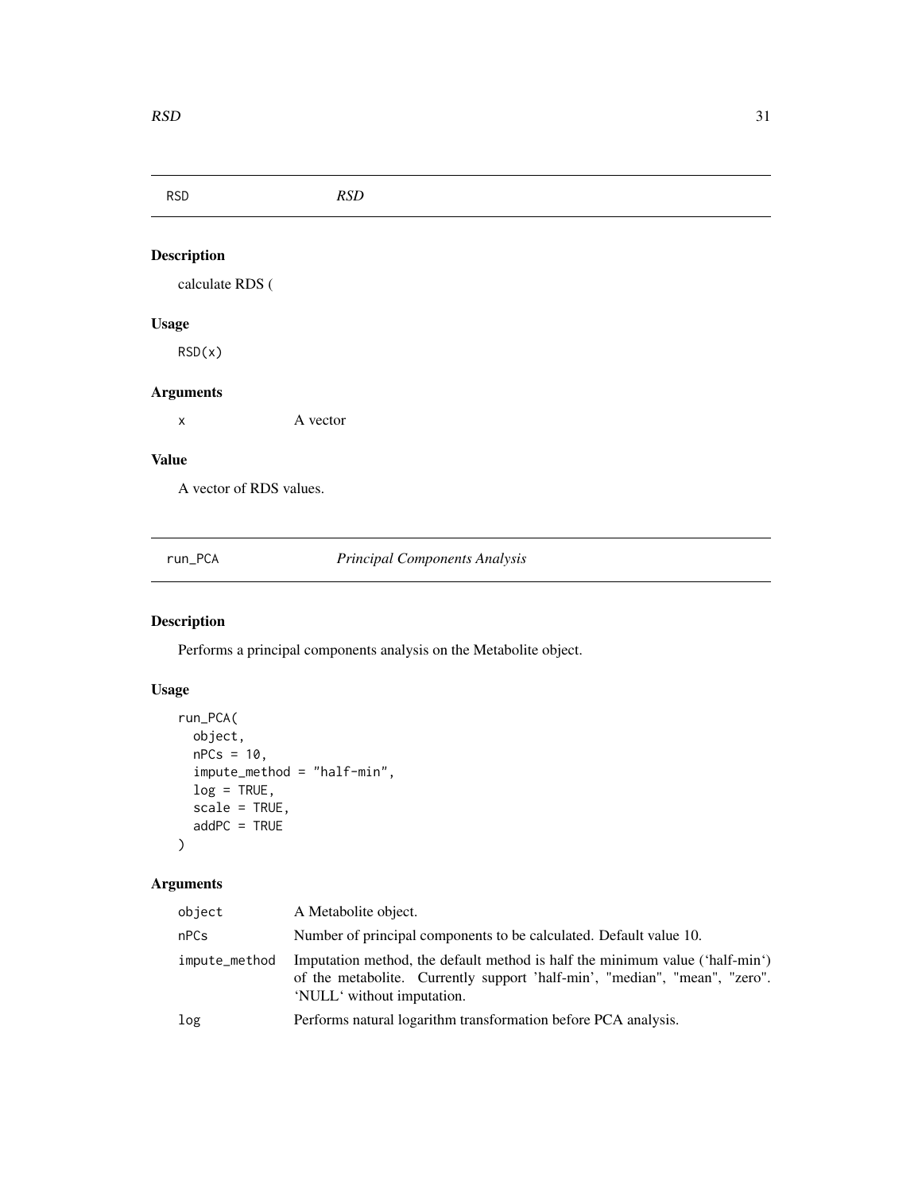## RSD *RSD*

### Description

calculate RDS (

### Usage

```
RSD(x)
```

### Arguments

| | |
|---|---|
| x | A vector |

### Value

A vector of RDS values.

## run_PCA *Principal Components Analysis*

### Description

Performs a principal components analysis on the Metabolite object.

### Usage

```
run_PCA(
  object,
  nPCs = 10,
  impute_method = "half-min",
  log = TRUE,
  scale = TRUE,
  addPC = TRUE
)
```

### Arguments

| | |
|---|---|
| object | A Metabolite object. |
| nPCs | Number of principal components to be calculated. Default value 10. |
| impute_method | Imputation method, the default method is half the minimum value ('half-min') of the metabolite. Currently support 'half-min', "median", "mean", "zero". 'NULL' without imputation. |
| log | Performs natural logarithm transformation before PCA analysis. |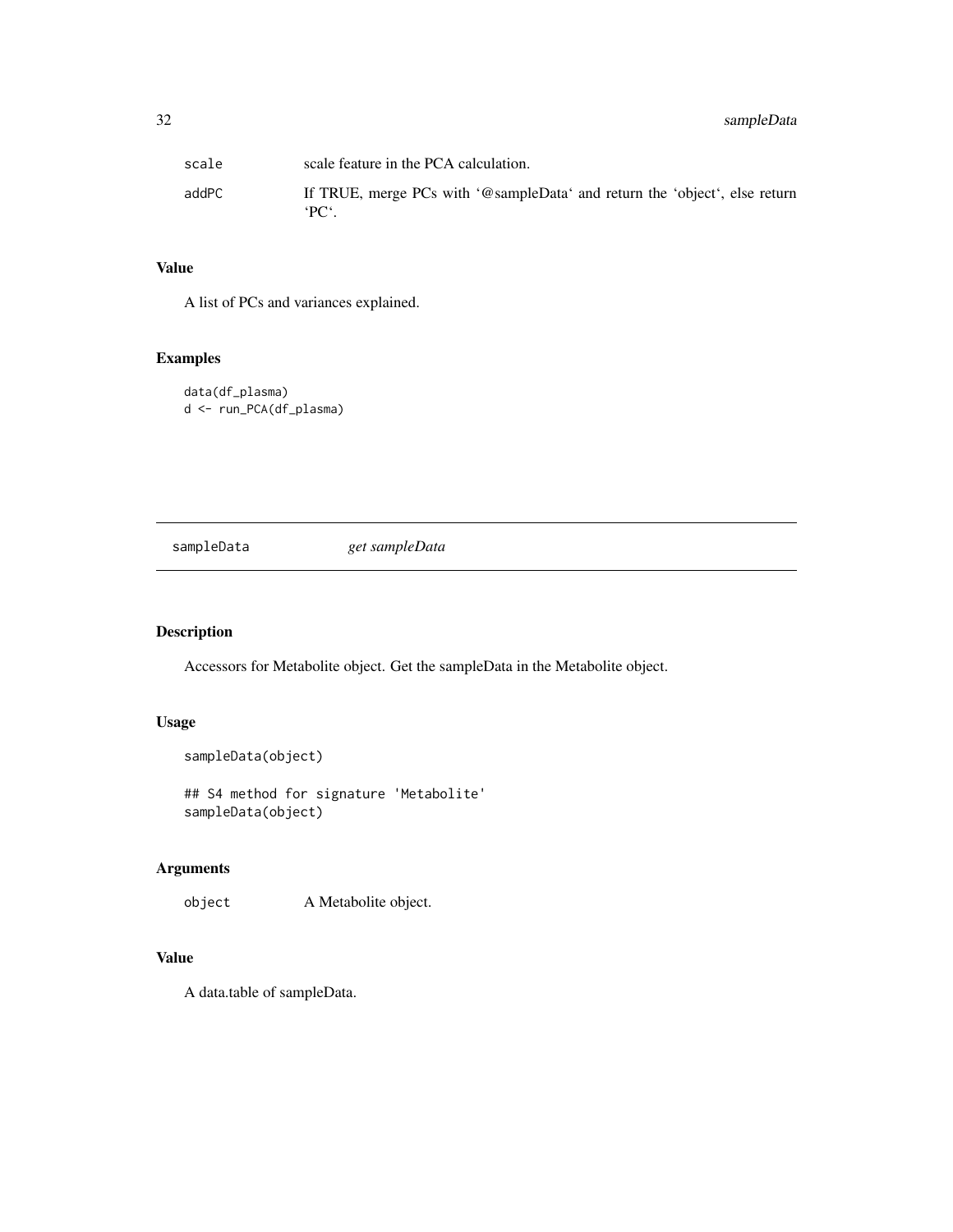| | |
|---|---|
| scale | scale feature in the PCA calculation. |
| addPC | If TRUE, merge PCs with '@sampleData' and return the 'object', else return 'PC'. |

## Value

A list of PCs and variances explained.

## Examples

```
data(df_plasma)
d <- run_PCA(df_plasma)
```

---

# sampleData *get sampleData*

---

## Description

Accessors for Metabolite object. Get the sampleData in the Metabolite object.

## Usage

```
sampleData(object)

## S4 method for signature 'Metabolite'
sampleData(object)
```

## Arguments

| | |
|---|---|
| object | A Metabolite object. |

## Value

A data.table of sampleData.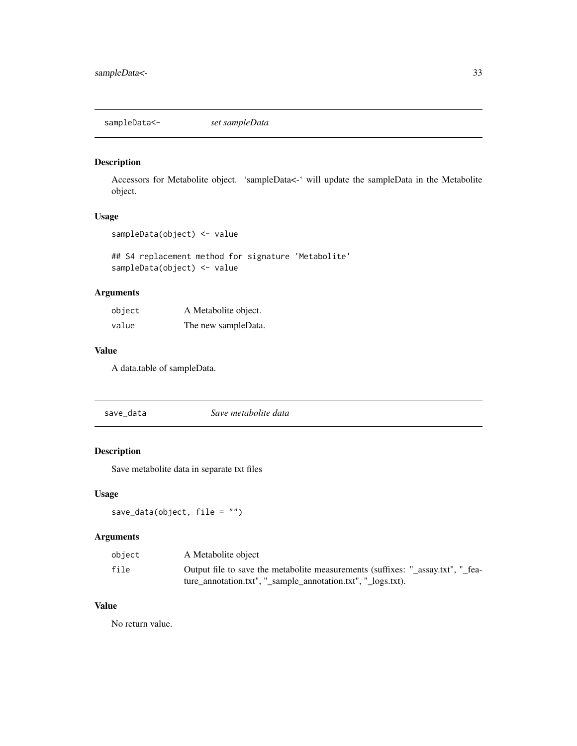## sampleData<- *set sampleData*

### Description

Accessors for Metabolite object. 'sampleData<-' will update the sampleData in the Metabolite object.

### Usage

```
sampleData(object) <- value

## S4 replacement method for signature 'Metabolite'
sampleData(object) <- value
```

### Arguments

| | |
|---|---|
| object | A Metabolite object. |
| value | The new sampleData. |

### Value

A data.table of sampleData.

## save_data *Save metabolite data*

### Description

Save metabolite data in separate txt files

### Usage

```
save_data(object, file = "")
```

### Arguments

| | |
|---|---|
| object | A Metabolite object |
| file | Output file to save the metabolite measurements (suffixes: "_assay.txt", "_feature_annotation.txt", "_sample_annotation.txt", "_logs.txt). |

### Value

No return value.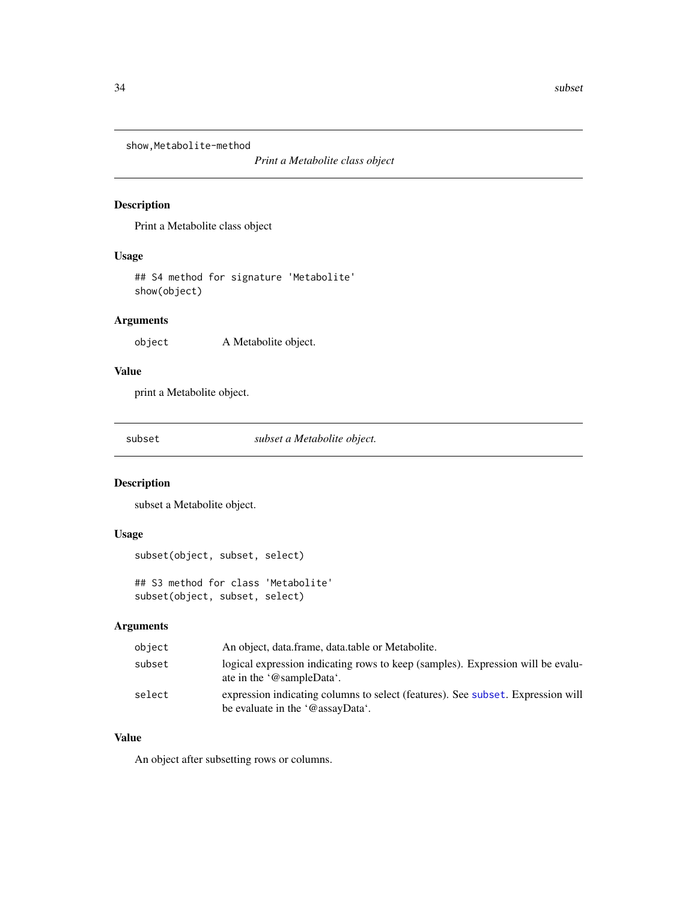## show,Metabolite-method

*Print a Metabolite class object*

### Description

Print a Metabolite class object

### Usage

```
## S4 method for signature 'Metabolite'
show(object)
```

### Arguments

| | |
|---|---|
| object | A Metabolite object. |

### Value

print a Metabolite object.

## subset

*subset a Metabolite object.*

### Description

subset a Metabolite object.

### Usage

```
subset(object, subset, select)

## S3 method for class 'Metabolite'
subset(object, subset, select)
```

### Arguments

| | |
|---|---|
| object | An object, data.frame, data.table or Metabolite. |
| subset | logical expression indicating rows to keep (samples). Expression will be evaluate in the '@sampleData'. |
| select | expression indicating columns to select (features). See subset. Expression will be evaluate in the '@assayData'. |

### Value

An object after subsetting rows or columns.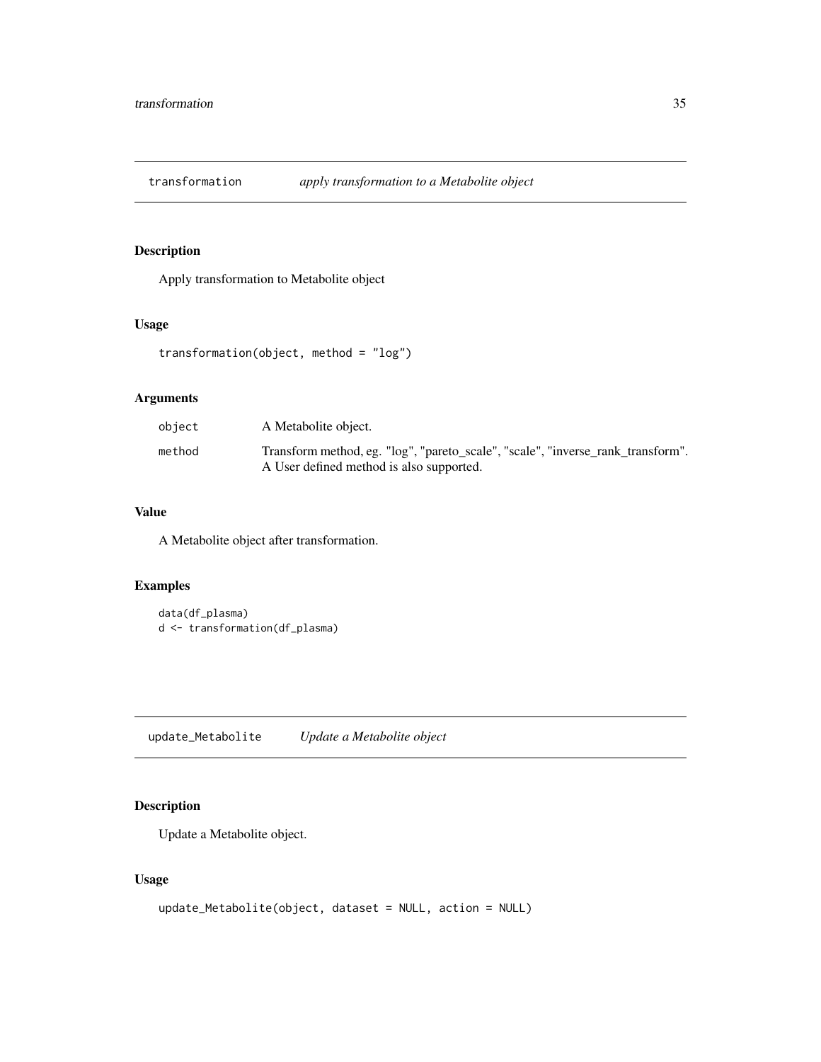## transformation *apply transformation to a Metabolite object*

### Description

Apply transformation to Metabolite object

### Usage

```
transformation(object, method = "log")
```

### Arguments

| | |
|---|---|
| object | A Metabolite object. |
| method | Transform method, eg. "log", "pareto_scale", "scale", "inverse_rank_transform". A User defined method is also supported. |

### Value

A Metabolite object after transformation.

### Examples

```
data(df_plasma)
d <- transformation(df_plasma)
```

## update_Metabolite *Update a Metabolite object*

### Description

Update a Metabolite object.

### Usage

```
update_Metabolite(object, dataset = NULL, action = NULL)
```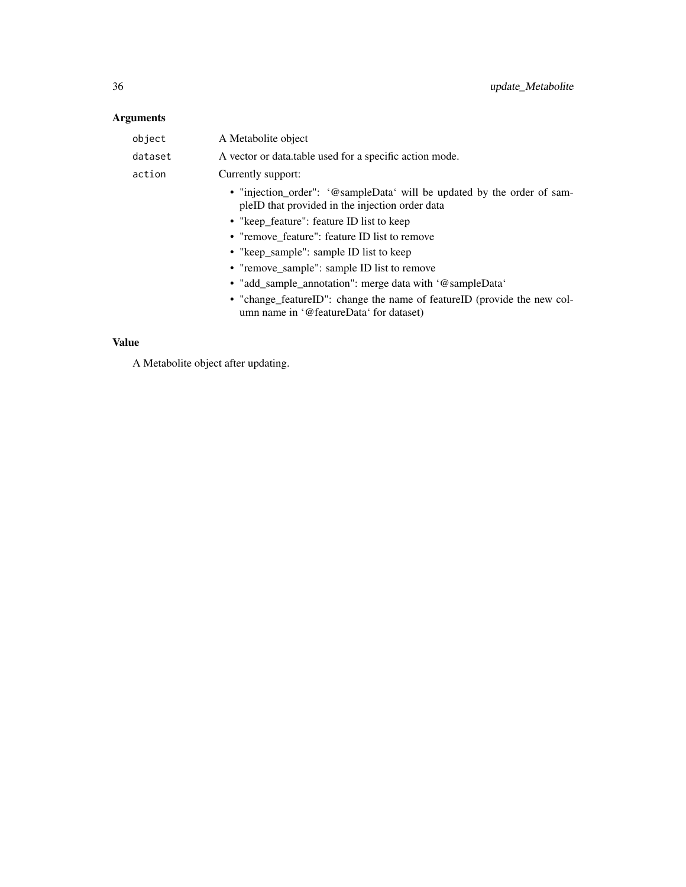### Arguments

| | |
|---|---|
| `object` | A Metabolite object |
| `dataset` | A vector or data.table used for a specific action mode. |
| `action` | Currently support: |

- "injection_order": '@sampleData' will be updated by the order of sampleID that provided in the injection order data
- "keep_feature": feature ID list to keep
- "remove_feature": feature ID list to remove
- "keep_sample": sample ID list to keep
- "remove_sample": sample ID list to remove
- "add_sample_annotation": merge data with '@sampleData'
- "change_featureID": change the name of featureID (provide the new column name in '@featureData' for dataset)

### Value

A Metabolite object after updating.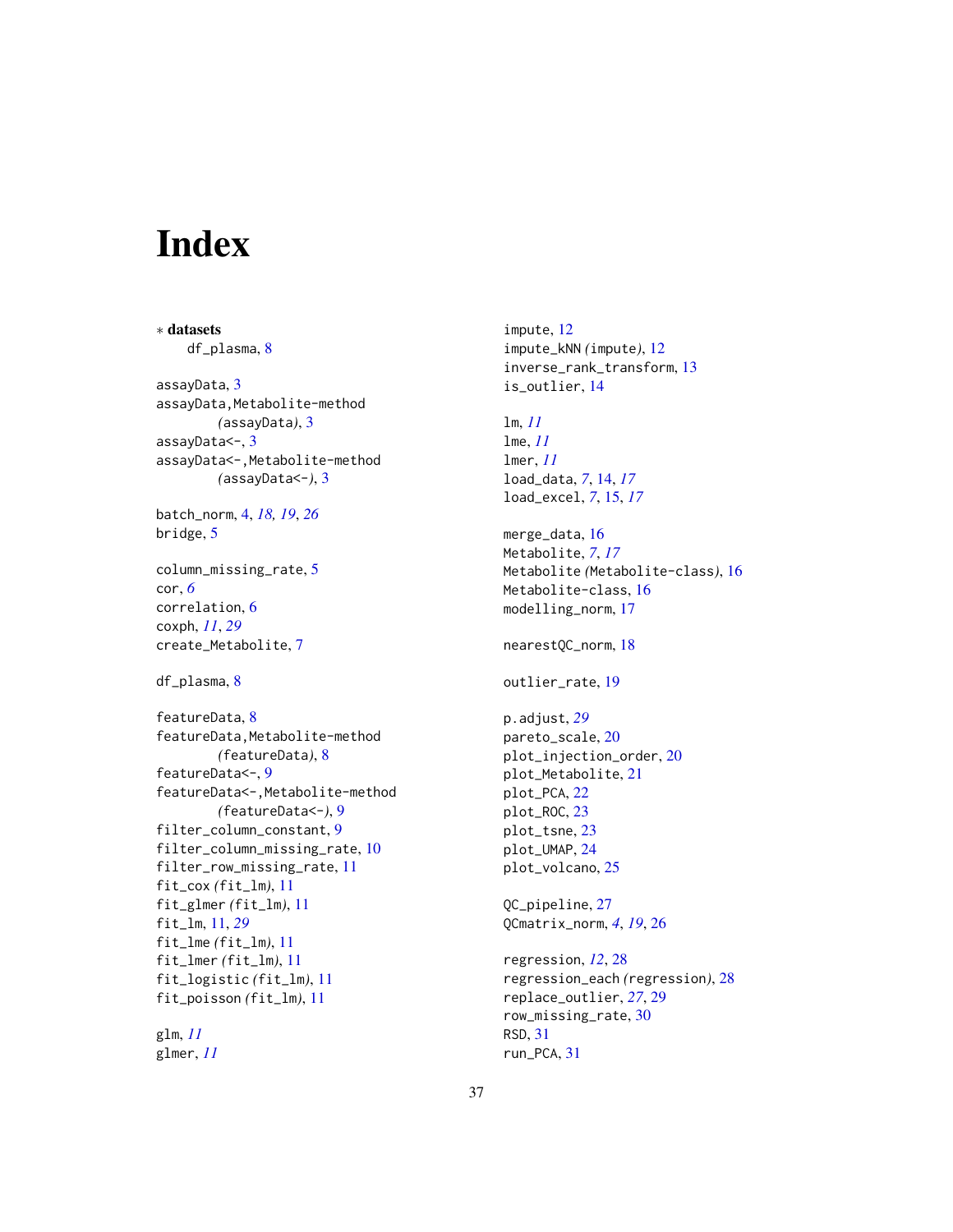# Index

∗ **datasets**
  df_plasma, 8

assayData, 3
assayData,Metabolite-method
  *(*assayData*)*, 3
assayData<-, 3
assayData<-,Metabolite-method
  *(*assayData<-*)*, 3

batch_norm, 4, *18, 19*, *26*
bridge, 5

column_missing_rate, 5
cor, *6*
correlation, 6
coxph, *11*, *29*
create_Metabolite, 7

df_plasma, 8

featureData, 8
featureData,Metabolite-method
  *(*featureData*)*, 8
featureData<-, 9
featureData<-,Metabolite-method
  *(*featureData<-*)*, 9
filter_column_constant, 9
filter_column_missing_rate, 10
filter_row_missing_rate, 11
fit_cox *(*fit_lm*)*, 11
fit_glmer *(*fit_lm*)*, 11
fit_lm, 11, *29*
fit_lme *(*fit_lm*)*, 11
fit_lmer *(*fit_lm*)*, 11
fit_logistic *(*fit_lm*)*, 11
fit_poisson *(*fit_lm*)*, 11

glm, *11*
glmer, *11*

impute, 12
impute_kNN *(*impute*)*, 12
inverse_rank_transform, 13
is_outlier, 14

lm, *11*
lme, *11*
lmer, *11*
load_data, *7*, 14, *17*
load_excel, *7*, 15, *17*

merge_data, 16
Metabolite, *7*, *17*
Metabolite *(*Metabolite-class*)*, 16
Metabolite-class, 16
modelling_norm, 17

nearestQC_norm, 18

outlier_rate, 19

p.adjust, *29*
pareto_scale, 20
plot_injection_order, 20
plot_Metabolite, 21
plot_PCA, 22
plot_ROC, 23
plot_tsne, 23
plot_UMAP, 24
plot_volcano, 25

QC_pipeline, 27
QCmatrix_norm, *4*, *19*, 26

regression, *12*, 28
regression_each *(*regression*)*, 28
replace_outlier, *27*, 29
row_missing_rate, 30
RSD, 31
run_PCA, 31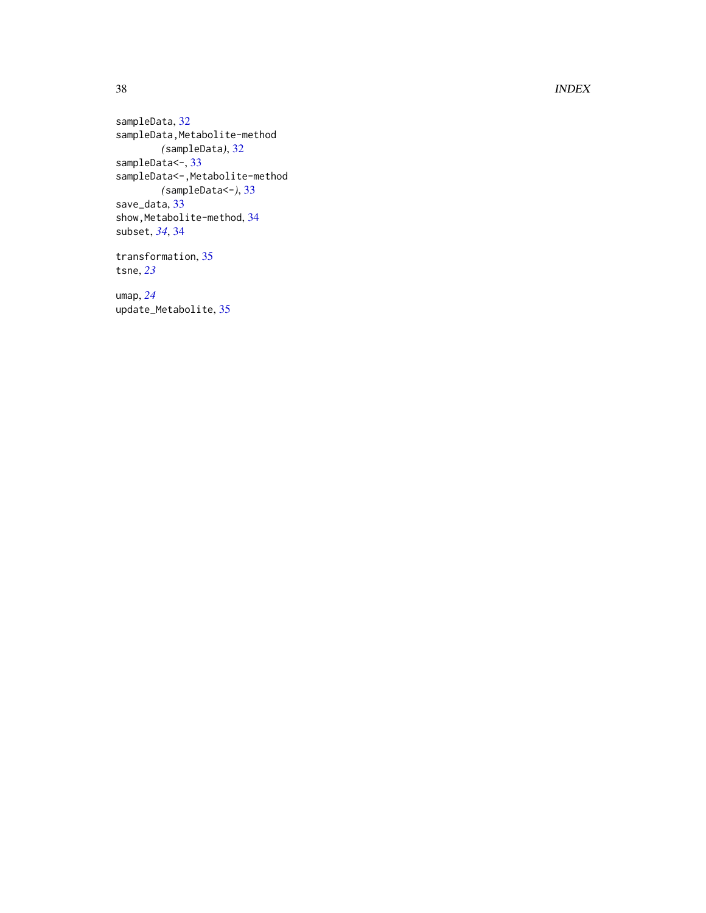sampleData, 32
sampleData,Metabolite-method
        *(*sampleData*)*, 32
sampleData<-, 33
sampleData<-,Metabolite-method
        *(*sampleData<-*)*, 33
save_data, 33
show,Metabolite-method, 34
subset, *34*, 34

transformation, 35
tsne, *23*

umap, *24*
update_Metabolite, 35